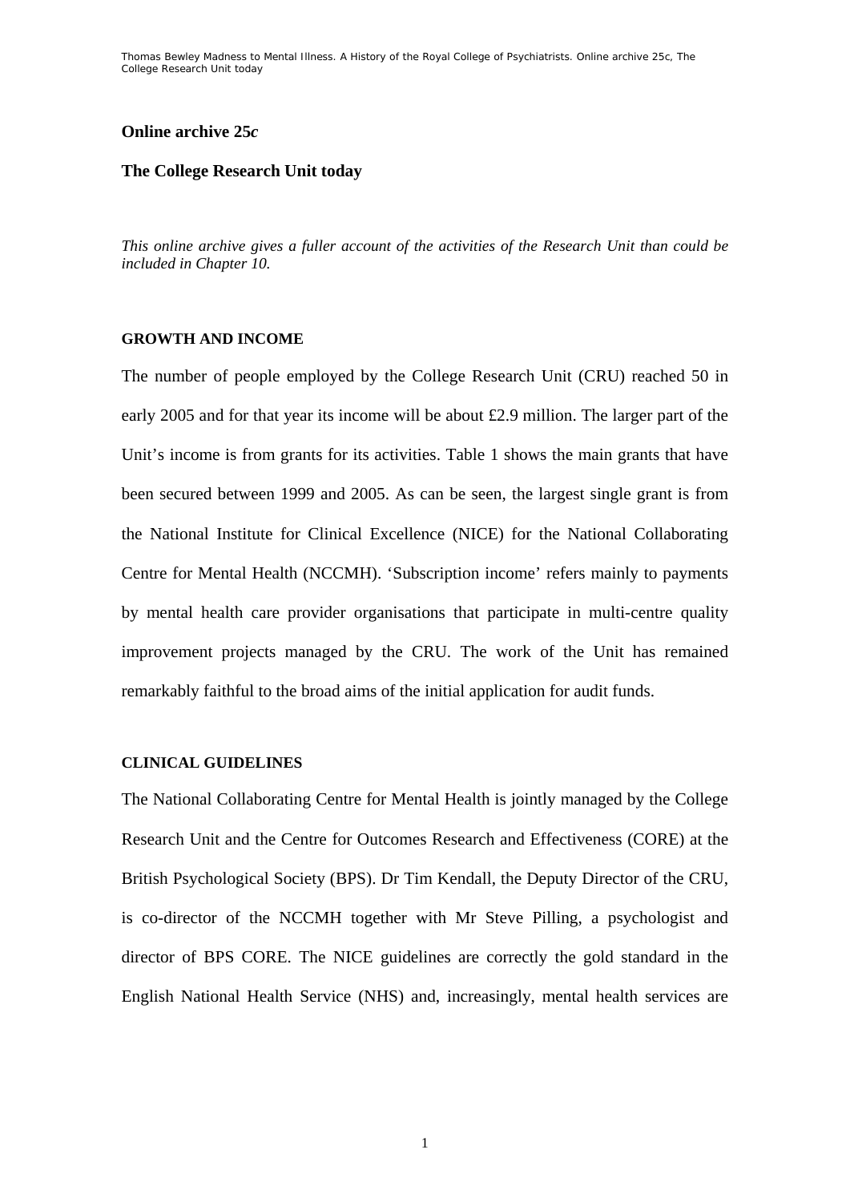# Online archive 25*c*

## The College Research Unit today

*This online archive gives a fuller account of the activities of the Research Unit than could be included in Chapter 10.*

### GROWTH AND INCOME

The number of people employed by the College Research Unit (CRU) reached 50 in early 2005 and for that year its income will be about £2.9 million. The larger part of the Unit's income is from grants for its activities. Table 1 shows the main grants that have been secured between 1999 and 2005. As can be seen, the largest single grant is from the National Institute for Clinical Excellence (NICE) for the National Collaborating Centre for Mental Health (NCCMH). 'Subscription income' refers mainly to payments by mental health care provider organisations that participate in multi-centre quality improvement projects managed by the CRU. The work of the Unit has remained remarkably faithful to the broad aims of the initial application for audit funds.

### CLINICAL GUIDELINES

The National Collaborating Centre for Mental Health is jointly managed by the College Research Unit and the Centre for Outcomes Research and Effectiveness (CORE) at the British Psychological Society (BPS). Dr Tim Kendall, the Deputy Director of the CRU, is co-director of the NCCMH together with Mr Steve Pilling, a psychologist and director of BPS CORE. The NICE guidelines are correctly the gold standard in the English National Health Service (NHS) and, increasingly, mental health services are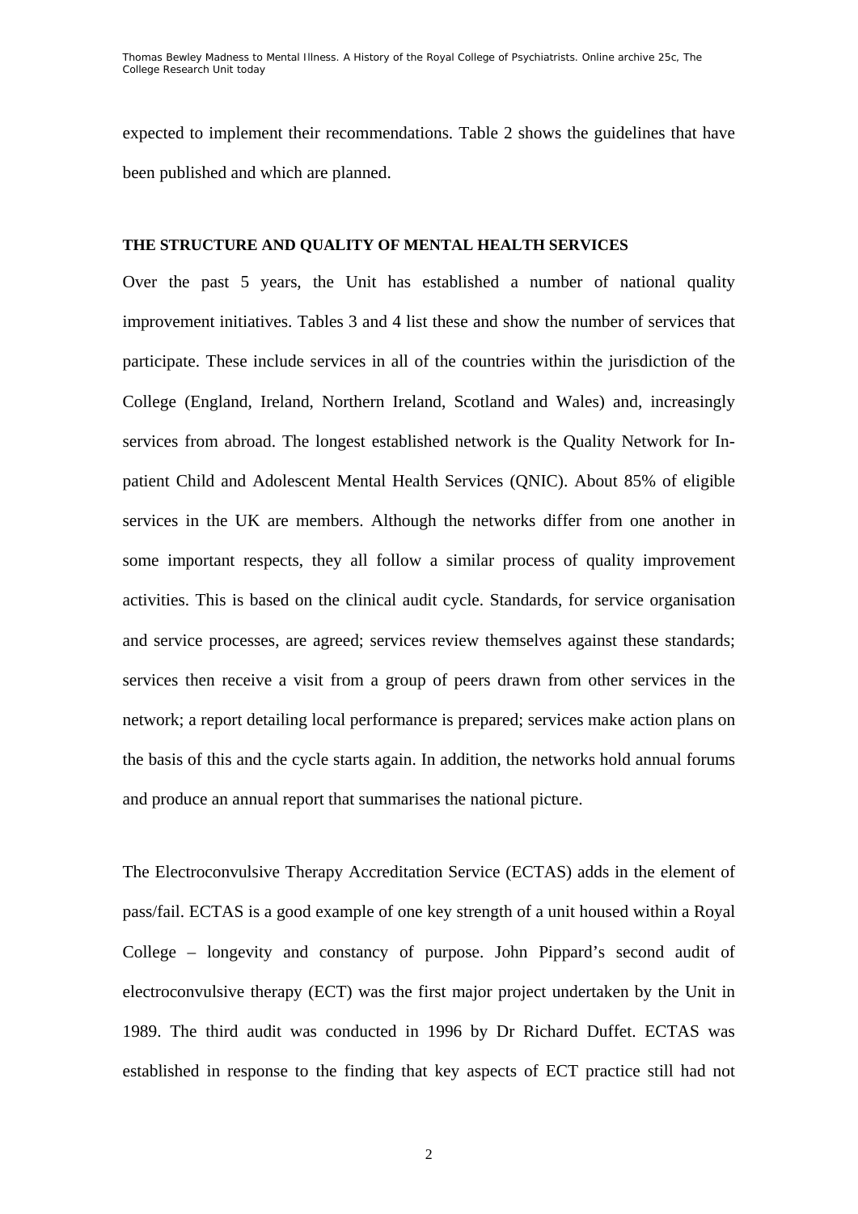expected to implement their recommendations. Table 2 shows the guidelines that have been published and which are planned.

**THE STRUCTURE AND QUALITY OF MENTAL HEALTH SERVICES**

Over the past 5 years, the Unit has established a number of national quality improvement initiatives. Tables 3 and 4 list these and show the number of services that participate. These include services in all of the countries within the jurisdiction of the College (England, Ireland, Northern Ireland, Scotland and Wales) and, increasingly services from abroad. The longest established network is the Quality Network for In-patient Child and Adolescent Mental Health Services (QNIC). About 85% of eligible services in the UK are members. Although the networks differ from one another in some important respects, they all follow a similar process of quality improvement activities. This is based on the clinical audit cycle. Standards, for service organisation and service processes, are agreed; services review themselves against these standards; services then receive a visit from a group of peers drawn from other services in the network; a report detailing local performance is prepared; services make action plans on the basis of this and the cycle starts again. In addition, the networks hold annual forums and produce an annual report that summarises the national picture.

The Electroconvulsive Therapy Accreditation Service (ECTAS) adds in the element of pass/fail. ECTAS is a good example of one key strength of a unit housed within a Royal College – longevity and constancy of purpose. John Pippard's second audit of electroconvulsive therapy (ECT) was the first major project undertaken by the Unit in 1989. The third audit was conducted in 1996 by Dr Richard Duffet. ECTAS was established in response to the finding that key aspects of ECT practice still had not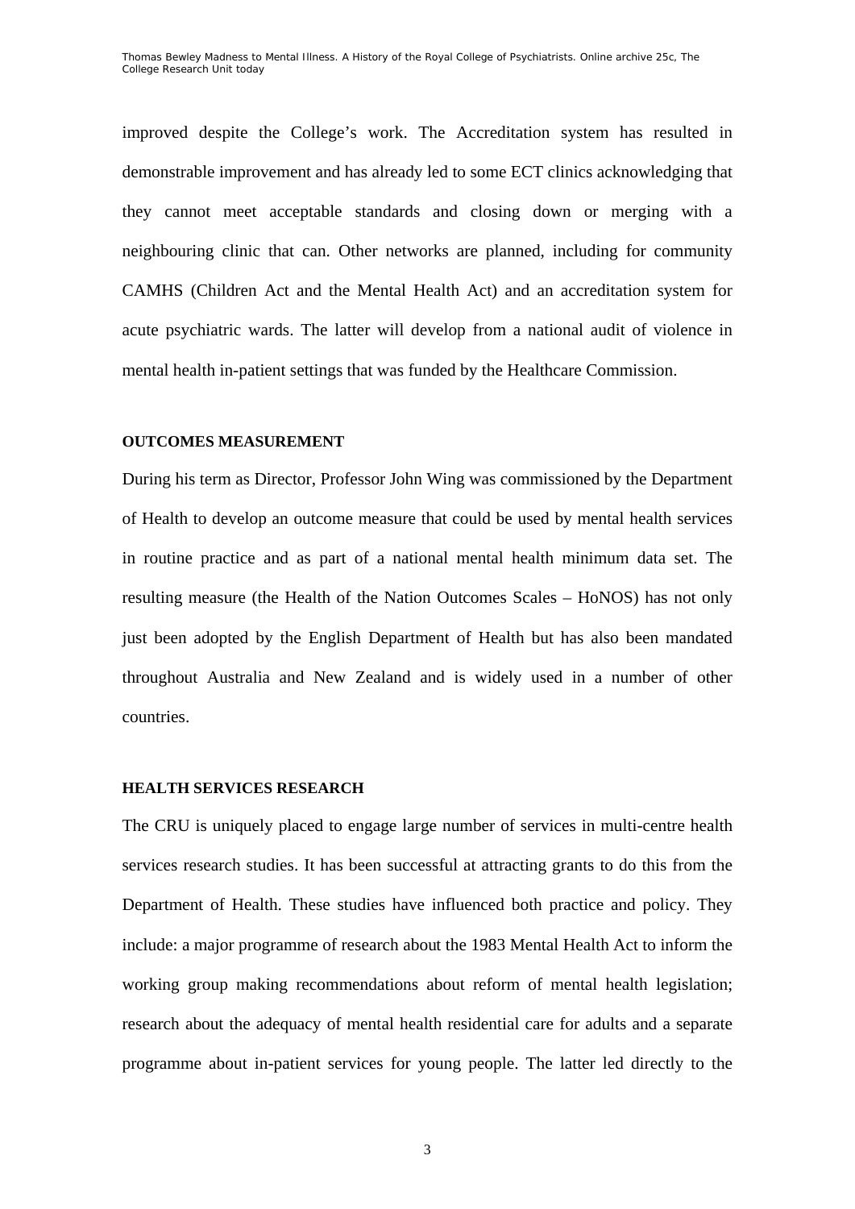improved despite the College's work. The Accreditation system has resulted in demonstrable improvement and has already led to some ECT clinics acknowledging that they cannot meet acceptable standards and closing down or merging with a neighbouring clinic that can. Other networks are planned, including for community CAMHS (Children Act and the Mental Health Act) and an accreditation system for acute psychiatric wards. The latter will develop from a national audit of violence in mental health in-patient settings that was funded by the Healthcare Commission.

**OUTCOMES MEASUREMENT**

During his term as Director, Professor John Wing was commissioned by the Department of Health to develop an outcome measure that could be used by mental health services in routine practice and as part of a national mental health minimum data set. The resulting measure (the Health of the Nation Outcomes Scales – HoNOS) has not only just been adopted by the English Department of Health but has also been mandated throughout Australia and New Zealand and is widely used in a number of other countries.

**HEALTH SERVICES RESEARCH**

The CRU is uniquely placed to engage large number of services in multi-centre health services research studies. It has been successful at attracting grants to do this from the Department of Health. These studies have influenced both practice and policy. They include: a major programme of research about the 1983 Mental Health Act to inform the working group making recommendations about reform of mental health legislation; research about the adequacy of mental health residential care for adults and a separate programme about in-patient services for young people. The latter led directly to the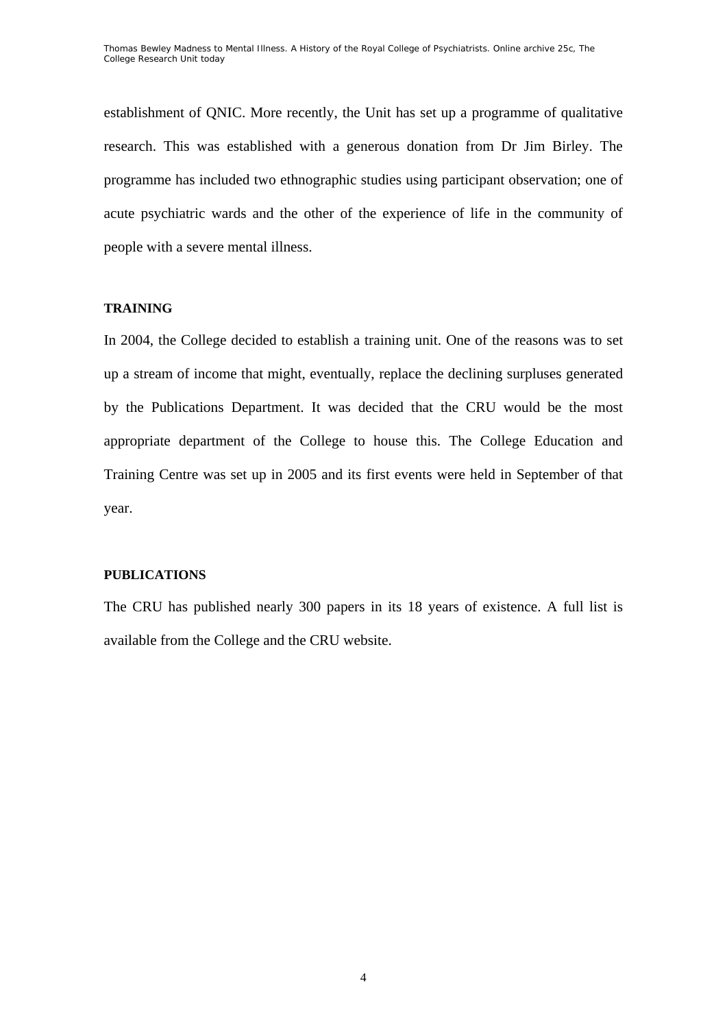establishment of QNIC. More recently, the Unit has set up a programme of qualitative research. This was established with a generous donation from Dr Jim Birley. The programme has included two ethnographic studies using participant observation; one of acute psychiatric wards and the other of the experience of life in the community of people with a severe mental illness.

## TRAINING

In 2004, the College decided to establish a training unit. One of the reasons was to set up a stream of income that might, eventually, replace the declining surpluses generated by the Publications Department. It was decided that the CRU would be the most appropriate department of the College to house this. The College Education and Training Centre was set up in 2005 and its first events were held in September of that year.

## PUBLICATIONS

The CRU has published nearly 300 papers in its 18 years of existence. A full list is available from the College and the CRU website.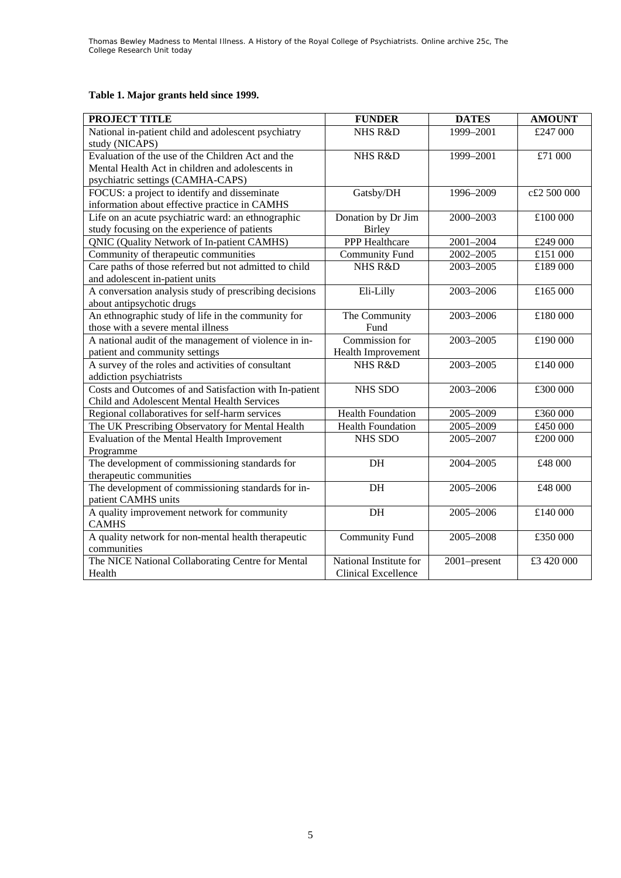**Table 1. Major grants held since 1999.**

| PROJECT TITLE | FUNDER | DATES | AMOUNT |
|---|---|---|---|
| National in-patient child and adolescent psychiatry study (NICAPS) | NHS R&D | 1999–2001 | £247 000 |
| Evaluation of the use of the Children Act and the Mental Health Act in children and adolescents in psychiatric settings (CAMHA-CAPS) | NHS R&D | 1999–2001 | £71 000 |
| FOCUS: a project to identify and disseminate information about effective practice in CAMHS | Gatsby/DH | 1996–2009 | c£2 500 000 |
| Life on an acute psychiatric ward: an ethnographic study focusing on the experience of patients | Donation by Dr Jim Birley | 2000–2003 | £100 000 |
| QNIC (Quality Network of In-patient CAMHS) | PPP Healthcare | 2001–2004 | £249 000 |
| Community of therapeutic communities | Community Fund | 2002–2005 | £151 000 |
| Care paths of those referred but not admitted to child and adolescent in-patient units | NHS R&D | 2003–2005 | £189 000 |
| A conversation analysis study of prescribing decisions about antipsychotic drugs | Eli-Lilly | 2003–2006 | £165 000 |
| An ethnographic study of life in the community for those with a severe mental illness | The Community Fund | 2003–2006 | £180 000 |
| A national audit of the management of violence in in-patient and community settings | Commission for Health Improvement | 2003–2005 | £190 000 |
| A survey of the roles and activities of consultant addiction psychiatrists | NHS R&D | 2003–2005 | £140 000 |
| Costs and Outcomes of and Satisfaction with In-patient Child and Adolescent Mental Health Services | NHS SDO | 2003–2006 | £300 000 |
| Regional collaboratives for self-harm services | Health Foundation | 2005–2009 | £360 000 |
| The UK Prescribing Observatory for Mental Health | Health Foundation | 2005–2009 | £450 000 |
| Evaluation of the Mental Health Improvement Programme | NHS SDO | 2005–2007 | £200 000 |
| The development of commissioning standards for therapeutic communities | DH | 2004–2005 | £48 000 |
| The development of commissioning standards for in-patient CAMHS units | DH | 2005–2006 | £48 000 |
| A quality improvement network for community CAMHS | DH | 2005–2006 | £140 000 |
| A quality network for non-mental health therapeutic communities | Community Fund | 2005–2008 | £350 000 |
| The NICE National Collaborating Centre for Mental Health | National Institute for Clinical Excellence | 2001–present | £3 420 000 |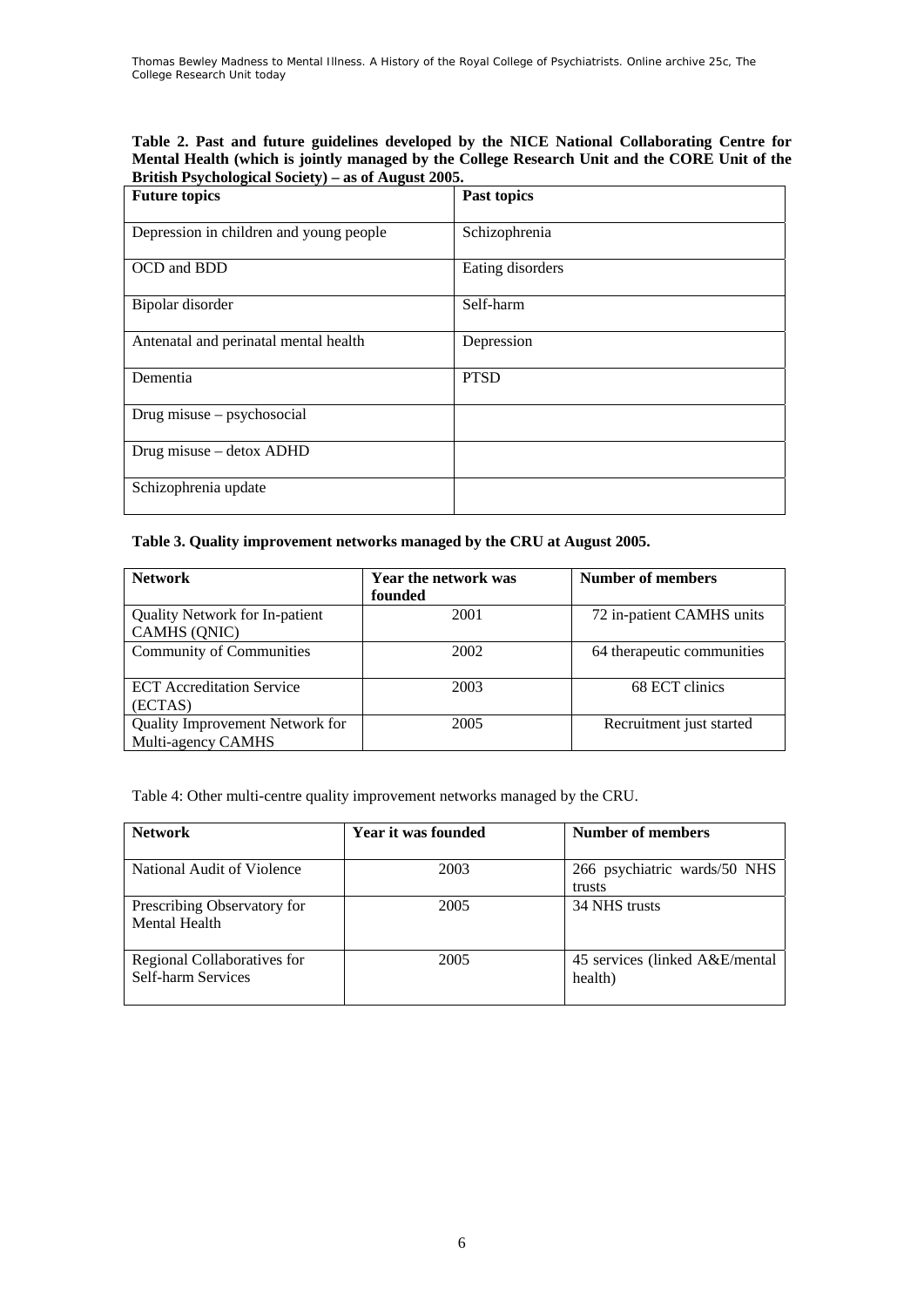**Table 2. Past and future guidelines developed by the NICE National Collaborating Centre for Mental Health (which is jointly managed by the College Research Unit and the CORE Unit of the British Psychological Society) – as of August 2005.**

| Future topics | Past topics |
|---|---|
| Depression in children and young people | Schizophrenia |
| OCD and BDD | Eating disorders |
| Bipolar disorder | Self-harm |
| Antenatal and perinatal mental health | Depression |
| Dementia | PTSD |
| Drug misuse – psychosocial | |
| Drug misuse – detox ADHD | |
| Schizophrenia update | |

**Table 3. Quality improvement networks managed by the CRU at August 2005.**

| Network | Year the network was founded | Number of members |
|---|---|---|
| Quality Network for In-patient CAMHS (QNIC) | 2001 | 72 in-patient CAMHS units |
| Community of Communities | 2002 | 64 therapeutic communities |
| ECT Accreditation Service (ECTAS) | 2003 | 68 ECT clinics |
| Quality Improvement Network for Multi-agency CAMHS | 2005 | Recruitment just started |

Table 4: Other multi-centre quality improvement networks managed by the CRU.

| Network | Year it was founded | Number of members |
|---|---|---|
| National Audit of Violence | 2003 | 266 psychiatric wards/50 NHS trusts |
| Prescribing Observatory for Mental Health | 2005 | 34 NHS trusts |
| Regional Collaboratives for Self-harm Services | 2005 | 45 services (linked A&E/mental health) |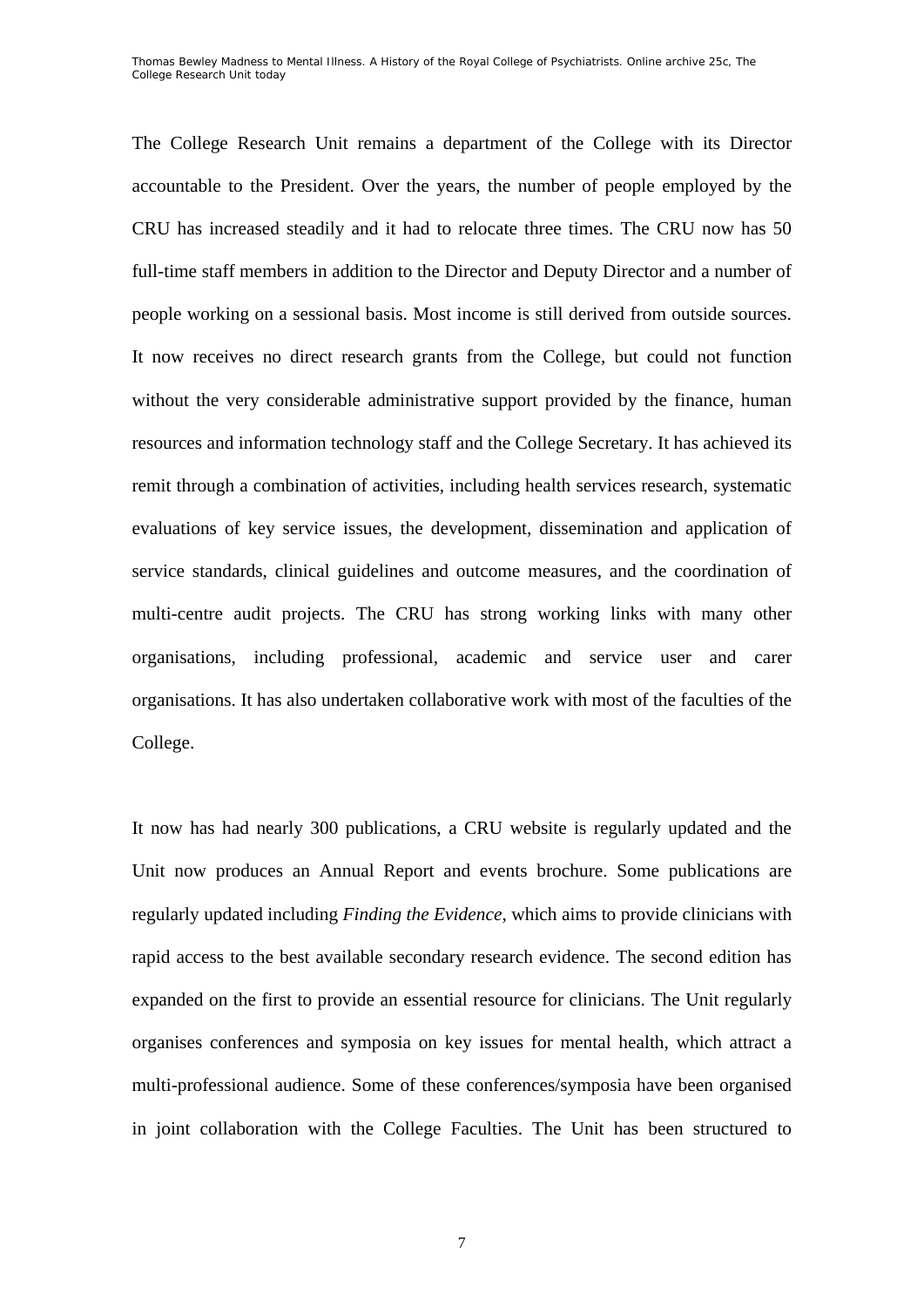The College Research Unit remains a department of the College with its Director accountable to the President. Over the years, the number of people employed by the CRU has increased steadily and it had to relocate three times. The CRU now has 50 full-time staff members in addition to the Director and Deputy Director and a number of people working on a sessional basis. Most income is still derived from outside sources. It now receives no direct research grants from the College, but could not function without the very considerable administrative support provided by the finance, human resources and information technology staff and the College Secretary. It has achieved its remit through a combination of activities, including health services research, systematic evaluations of key service issues, the development, dissemination and application of service standards, clinical guidelines and outcome measures, and the coordination of multi-centre audit projects. The CRU has strong working links with many other organisations, including professional, academic and service user and carer organisations. It has also undertaken collaborative work with most of the faculties of the College.

It now has had nearly 300 publications, a CRU website is regularly updated and the Unit now produces an Annual Report and events brochure. Some publications are regularly updated including *Finding the Evidence*, which aims to provide clinicians with rapid access to the best available secondary research evidence. The second edition has expanded on the first to provide an essential resource for clinicians. The Unit regularly organises conferences and symposia on key issues for mental health, which attract a multi-professional audience. Some of these conferences/symposia have been organised in joint collaboration with the College Faculties. The Unit has been structured to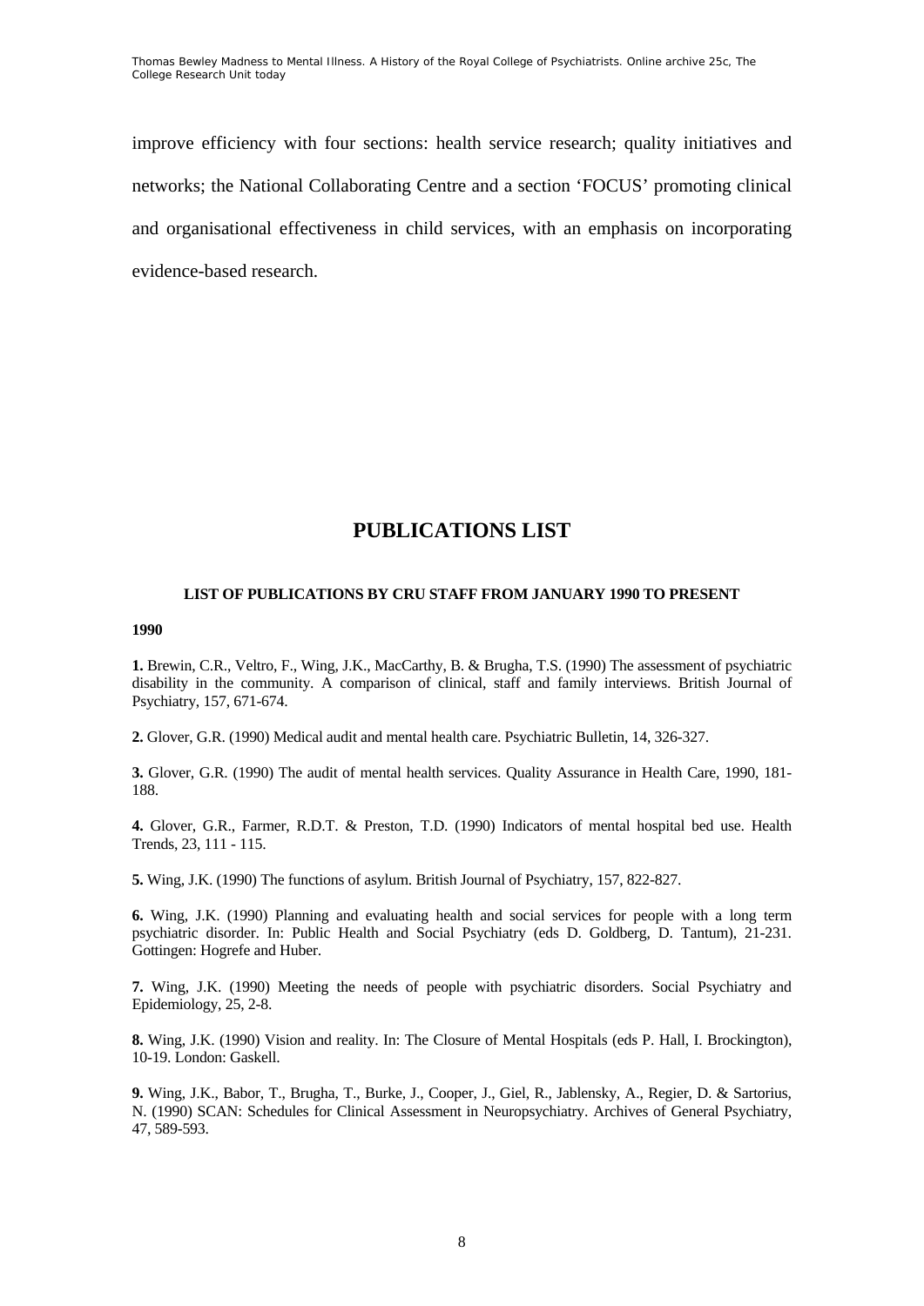improve efficiency with four sections: health service research; quality initiatives and networks; the National Collaborating Centre and a section 'FOCUS' promoting clinical and organisational effectiveness in child services, with an emphasis on incorporating evidence-based research.

# PUBLICATIONS LIST

#### LIST OF PUBLICATIONS BY CRU STAFF FROM JANUARY 1990 TO PRESENT

**1990**

**1.** Brewin, C.R., Veltro, F., Wing, J.K., MacCarthy, B. & Brugha, T.S. (1990) The assessment of psychiatric disability in the community. A comparison of clinical, staff and family interviews. British Journal of Psychiatry, 157, 671-674.

**2.** Glover, G.R. (1990) Medical audit and mental health care. Psychiatric Bulletin, 14, 326-327.

**3.** Glover, G.R. (1990) The audit of mental health services. Quality Assurance in Health Care, 1990, 181-188.

**4.** Glover, G.R., Farmer, R.D.T. & Preston, T.D. (1990) Indicators of mental hospital bed use. Health Trends, 23, 111 - 115.

**5.** Wing, J.K. (1990) The functions of asylum. British Journal of Psychiatry, 157, 822-827.

**6.** Wing, J.K. (1990) Planning and evaluating health and social services for people with a long term psychiatric disorder. In: Public Health and Social Psychiatry (eds D. Goldberg, D. Tantum), 21-231. Gottingen: Hogrefe and Huber.

**7.** Wing, J.K. (1990) Meeting the needs of people with psychiatric disorders. Social Psychiatry and Epidemiology, 25, 2-8.

**8.** Wing, J.K. (1990) Vision and reality. In: The Closure of Mental Hospitals (eds P. Hall, I. Brockington), 10-19. London: Gaskell.

**9.** Wing, J.K., Babor, T., Brugha, T., Burke, J., Cooper, J., Giel, R., Jablensky, A., Regier, D. & Sartorius, N. (1990) SCAN: Schedules for Clinical Assessment in Neuropsychiatry. Archives of General Psychiatry, 47, 589-593.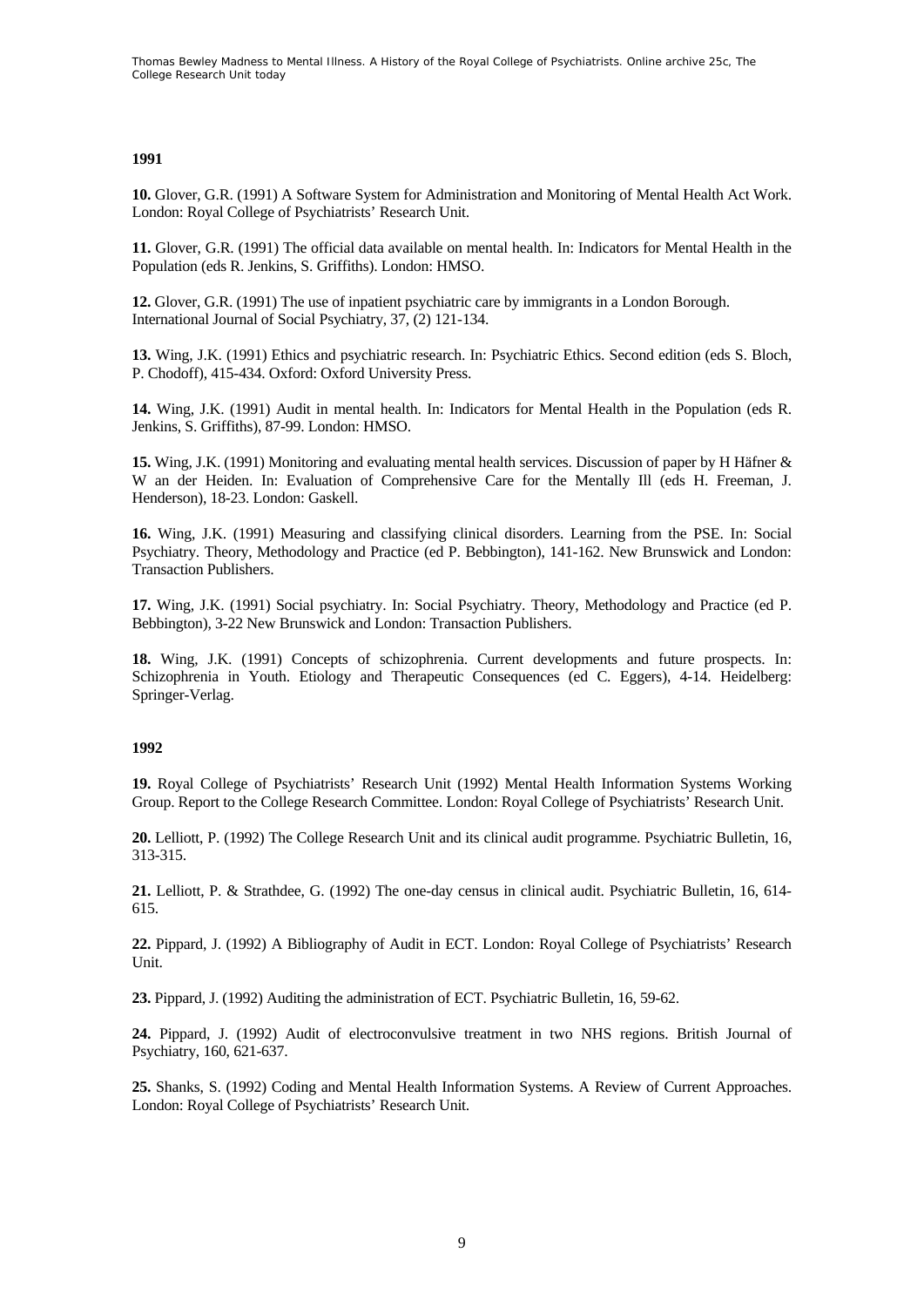**1991**

**10.** Glover, G.R. (1991) A Software System for Administration and Monitoring of Mental Health Act Work. London: Royal College of Psychiatrists' Research Unit.

**11.** Glover, G.R. (1991) The official data available on mental health. In: Indicators for Mental Health in the Population (eds R. Jenkins, S. Griffiths). London: HMSO.

**12.** Glover, G.R. (1991) The use of inpatient psychiatric care by immigrants in a London Borough. International Journal of Social Psychiatry, 37, (2) 121-134.

**13.** Wing, J.K. (1991) Ethics and psychiatric research. In: Psychiatric Ethics. Second edition (eds S. Bloch, P. Chodoff), 415-434. Oxford: Oxford University Press.

**14.** Wing, J.K. (1991) Audit in mental health. In: Indicators for Mental Health in the Population (eds R. Jenkins, S. Griffiths), 87-99. London: HMSO.

**15.** Wing, J.K. (1991) Monitoring and evaluating mental health services. Discussion of paper by H Häfner & W an der Heiden. In: Evaluation of Comprehensive Care for the Mentally Ill (eds H. Freeman, J. Henderson), 18-23. London: Gaskell.

**16.** Wing, J.K. (1991) Measuring and classifying clinical disorders. Learning from the PSE. In: Social Psychiatry. Theory, Methodology and Practice (ed P. Bebbington), 141-162. New Brunswick and London: Transaction Publishers.

**17.** Wing, J.K. (1991) Social psychiatry. In: Social Psychiatry. Theory, Methodology and Practice (ed P. Bebbington), 3-22 New Brunswick and London: Transaction Publishers.

**18.** Wing, J.K. (1991) Concepts of schizophrenia. Current developments and future prospects. In: Schizophrenia in Youth. Etiology and Therapeutic Consequences (ed C. Eggers), 4-14. Heidelberg: Springer-Verlag.

**1992**

**19.** Royal College of Psychiatrists' Research Unit (1992) Mental Health Information Systems Working Group. Report to the College Research Committee. London: Royal College of Psychiatrists' Research Unit.

**20.** Lelliott, P. (1992) The College Research Unit and its clinical audit programme. Psychiatric Bulletin, 16, 313-315.

**21.** Lelliott, P. & Strathdee, G. (1992) The one-day census in clinical audit. Psychiatric Bulletin, 16, 614-615.

**22.** Pippard, J. (1992) A Bibliography of Audit in ECT. London: Royal College of Psychiatrists' Research Unit.

**23.** Pippard, J. (1992) Auditing the administration of ECT. Psychiatric Bulletin, 16, 59-62.

**24.** Pippard, J. (1992) Audit of electroconvulsive treatment in two NHS regions. British Journal of Psychiatry, 160, 621-637.

**25.** Shanks, S. (1992) Coding and Mental Health Information Systems. A Review of Current Approaches. London: Royal College of Psychiatrists' Research Unit.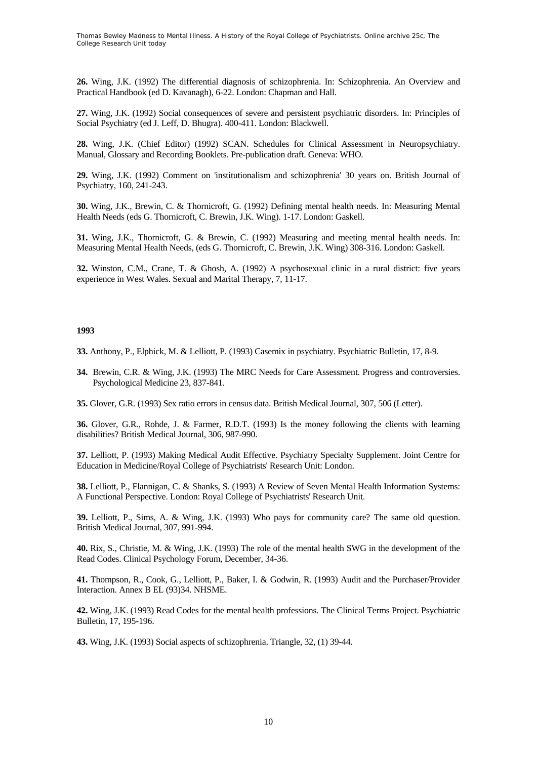**26.** Wing, J.K. (1992) The differential diagnosis of schizophrenia. In: Schizophrenia. An Overview and Practical Handbook (ed D. Kavanagh), 6-22. London: Chapman and Hall.

**27.** Wing, J.K. (1992) Social consequences of severe and persistent psychiatric disorders. In: Principles of Social Psychiatry (ed J. Leff, D. Bhugra). 400-411. London: Blackwell.

**28.** Wing, J.K. (Chief Editor) (1992) SCAN. Schedules for Clinical Assessment in Neuropsychiatry. Manual, Glossary and Recording Booklets. Pre-publication draft. Geneva: WHO.

**29.** Wing, J.K. (1992) Comment on 'institutionalism and schizophrenia' 30 years on. British Journal of Psychiatry, 160, 241-243.

**30.** Wing, J.K., Brewin, C. & Thornicroft, G. (1992) Defining mental health needs. In: Measuring Mental Health Needs (eds G. Thornicroft, C. Brewin, J.K. Wing). 1-17. London: Gaskell.

**31.** Wing, J.K., Thornicroft, G. & Brewin, C. (1992) Measuring and meeting mental health needs. In: Measuring Mental Health Needs, (eds G. Thornicroft, C. Brewin, J.K. Wing) 308-316. London: Gaskell.

**32.** Winston, C.M., Crane, T. & Ghosh, A. (1992) A psychosexual clinic in a rural district: five years experience in West Wales. Sexual and Marital Therapy, 7, 11-17.

**1993**

**33.** Anthony, P., Elphick, M. & Lelliott, P. (1993) Casemix in psychiatry. Psychiatric Bulletin, 17, 8-9.

**34.** Brewin, C.R. & Wing, J.K. (1993) The MRC Needs for Care Assessment. Progress and controversies. Psychological Medicine 23, 837-841.

**35.** Glover, G.R. (1993) Sex ratio errors in census data. British Medical Journal, 307, 506 (Letter).

**36.** Glover, G.R., Rohde, J. & Farmer, R.D.T. (1993) Is the money following the clients with learning disabilities? British Medical Journal, 306, 987-990.

**37.** Lelliott, P. (1993) Making Medical Audit Effective. Psychiatry Specialty Supplement. Joint Centre for Education in Medicine/Royal College of Psychiatrists' Research Unit: London.

**38.** Lelliott, P., Flannigan, C. & Shanks, S. (1993) A Review of Seven Mental Health Information Systems: A Functional Perspective. London: Royal College of Psychiatrists' Research Unit.

**39.** Lelliott, P., Sims, A. & Wing, J.K. (1993) Who pays for community care? The same old question. British Medical Journal, 307, 991-994.

**40.** Rix, S., Christie, M. & Wing, J.K. (1993) The role of the mental health SWG in the development of the Read Codes. Clinical Psychology Forum, December, 34-36.

**41.** Thompson, R., Cook, G., Lelliott, P., Baker, I. & Godwin, R. (1993) Audit and the Purchaser/Provider Interaction. Annex B EL (93)34. NHSME.

**42.** Wing, J.K. (1993) Read Codes for the mental health professions. The Clinical Terms Project. Psychiatric Bulletin, 17, 195-196.

**43.** Wing, J.K. (1993) Social aspects of schizophrenia. Triangle, 32, (1) 39-44.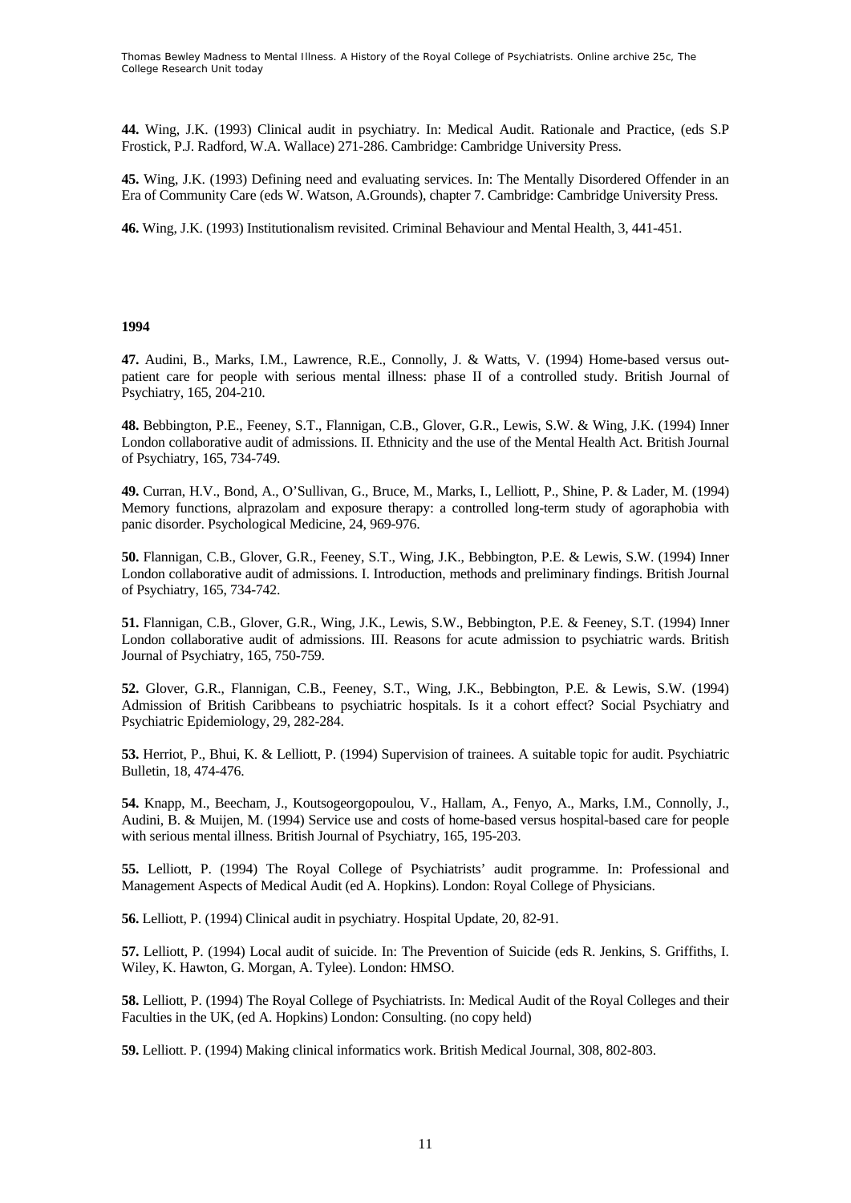**44.** Wing, J.K. (1993) Clinical audit in psychiatry. In: Medical Audit. Rationale and Practice, (eds S.P Frostick, P.J. Radford, W.A. Wallace) 271-286. Cambridge: Cambridge University Press.

**45.** Wing, J.K. (1993) Defining need and evaluating services. In: The Mentally Disordered Offender in an Era of Community Care (eds W. Watson, A.Grounds), chapter 7. Cambridge: Cambridge University Press.

**46.** Wing, J.K. (1993) Institutionalism revisited. Criminal Behaviour and Mental Health, 3, 441-451.

**1994**

**47.** Audini, B., Marks, I.M., Lawrence, R.E., Connolly, J. & Watts, V. (1994) Home-based versus out-patient care for people with serious mental illness: phase II of a controlled study. British Journal of Psychiatry, 165, 204-210.

**48.** Bebbington, P.E., Feeney, S.T., Flannigan, C.B., Glover, G.R., Lewis, S.W. & Wing, J.K. (1994) Inner London collaborative audit of admissions. II. Ethnicity and the use of the Mental Health Act. British Journal of Psychiatry, 165, 734-749.

**49.** Curran, H.V., Bond, A., O'Sullivan, G., Bruce, M., Marks, I., Lelliott, P., Shine, P. & Lader, M. (1994) Memory functions, alprazolam and exposure therapy: a controlled long-term study of agoraphobia with panic disorder. Psychological Medicine, 24, 969-976.

**50.** Flannigan, C.B., Glover, G.R., Feeney, S.T., Wing, J.K., Bebbington, P.E. & Lewis, S.W. (1994) Inner London collaborative audit of admissions. I. Introduction, methods and preliminary findings. British Journal of Psychiatry, 165, 734-742.

**51.** Flannigan, C.B., Glover, G.R., Wing, J.K., Lewis, S.W., Bebbington, P.E. & Feeney, S.T. (1994) Inner London collaborative audit of admissions. III. Reasons for acute admission to psychiatric wards. British Journal of Psychiatry, 165, 750-759.

**52.** Glover, G.R., Flannigan, C.B., Feeney, S.T., Wing, J.K., Bebbington, P.E. & Lewis, S.W. (1994) Admission of British Caribbeans to psychiatric hospitals. Is it a cohort effect? Social Psychiatry and Psychiatric Epidemiology, 29, 282-284.

**53.** Herriot, P., Bhui, K. & Lelliott, P. (1994) Supervision of trainees. A suitable topic for audit. Psychiatric Bulletin, 18, 474-476.

**54.** Knapp, M., Beecham, J., Koutsogeorgopoulou, V., Hallam, A., Fenyo, A., Marks, I.M., Connolly, J., Audini, B. & Muijen, M. (1994) Service use and costs of home-based versus hospital-based care for people with serious mental illness. British Journal of Psychiatry, 165, 195-203.

**55.** Lelliott, P. (1994) The Royal College of Psychiatrists' audit programme. In: Professional and Management Aspects of Medical Audit (ed A. Hopkins). London: Royal College of Physicians.

**56.** Lelliott, P. (1994) Clinical audit in psychiatry. Hospital Update, 20, 82-91.

**57.** Lelliott, P. (1994) Local audit of suicide. In: The Prevention of Suicide (eds R. Jenkins, S. Griffiths, I. Wiley, K. Hawton, G. Morgan, A. Tylee). London: HMSO.

**58.** Lelliott, P. (1994) The Royal College of Psychiatrists. In: Medical Audit of the Royal Colleges and their Faculties in the UK, (ed A. Hopkins) London: Consulting. (no copy held)

**59.** Lelliott. P. (1994) Making clinical informatics work. British Medical Journal, 308, 802-803.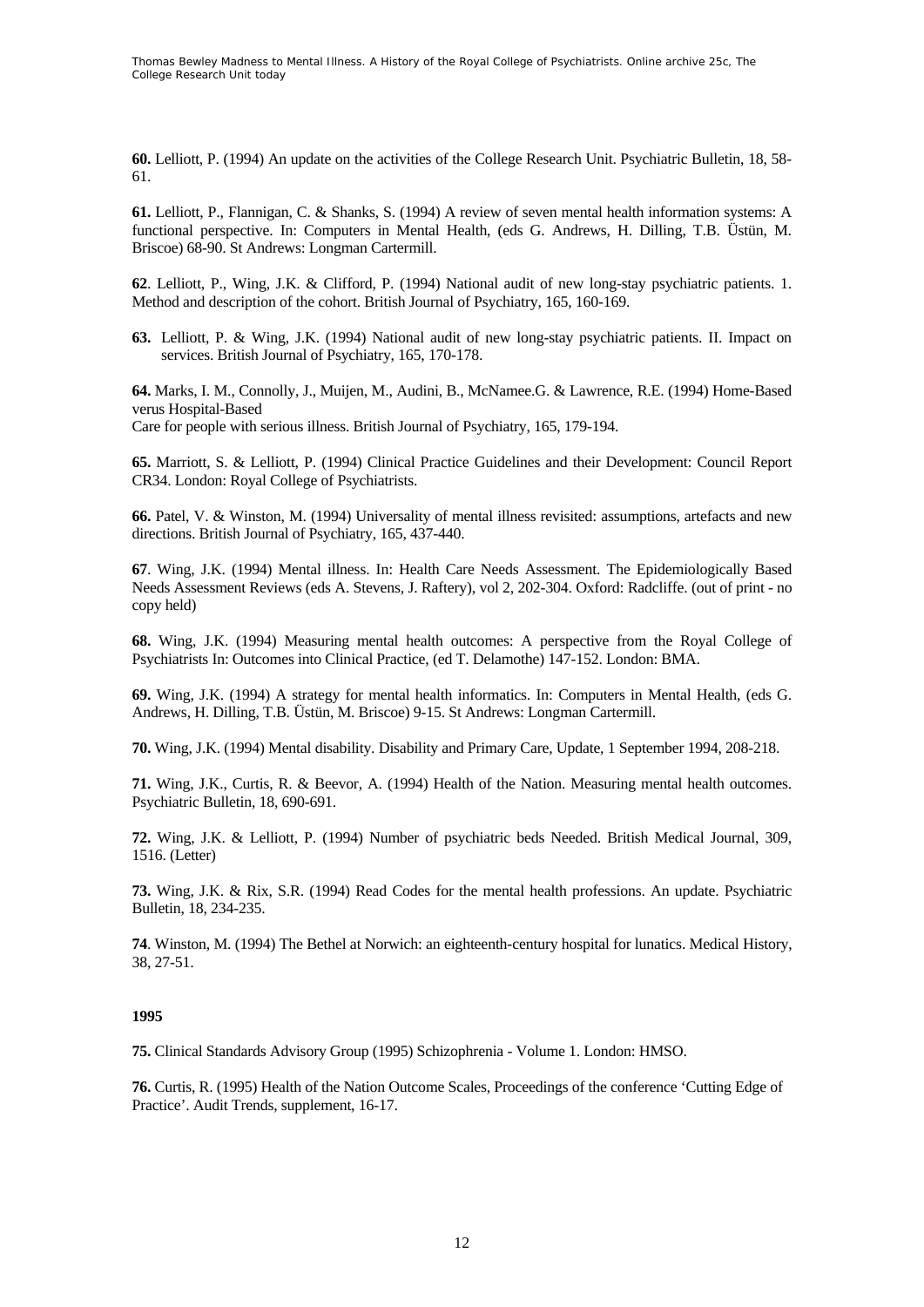**60.** Lelliott, P. (1994) An update on the activities of the College Research Unit. Psychiatric Bulletin, 18, 58-61.

**61.** Lelliott, P., Flannigan, C. & Shanks, S. (1994) A review of seven mental health information systems: A functional perspective. In: Computers in Mental Health, (eds G. Andrews, H. Dilling, T.B. Üstün, M. Briscoe) 68-90. St Andrews: Longman Cartermill.

**62**. Lelliott, P., Wing, J.K. & Clifford, P. (1994) National audit of new long-stay psychiatric patients. 1. Method and description of the cohort. British Journal of Psychiatry, 165, 160-169.

**63.** Lelliott, P. & Wing, J.K. (1994) National audit of new long-stay psychiatric patients. II. Impact on services. British Journal of Psychiatry, 165, 170-178.

**64.** Marks, I. M., Connolly, J., Muijen, M., Audini, B., McNamee.G. & Lawrence, R.E. (1994) Home-Based verus Hospital-Based
Care for people with serious illness. British Journal of Psychiatry, 165, 179-194.

**65.** Marriott, S. & Lelliott, P. (1994) Clinical Practice Guidelines and their Development: Council Report CR34. London: Royal College of Psychiatrists.

**66.** Patel, V. & Winston, M. (1994) Universality of mental illness revisited: assumptions, artefacts and new directions. British Journal of Psychiatry, 165, 437-440.

**67**. Wing, J.K. (1994) Mental illness. In: Health Care Needs Assessment. The Epidemiologically Based Needs Assessment Reviews (eds A. Stevens, J. Raftery), vol 2, 202-304. Oxford: Radcliffe. (out of print - no copy held)

**68.** Wing, J.K. (1994) Measuring mental health outcomes: A perspective from the Royal College of Psychiatrists In: Outcomes into Clinical Practice, (ed T. Delamothe) 147-152. London: BMA.

**69.** Wing, J.K. (1994) A strategy for mental health informatics. In: Computers in Mental Health, (eds G. Andrews, H. Dilling, T.B. Üstün, M. Briscoe) 9-15. St Andrews: Longman Cartermill.

**70.** Wing, J.K. (1994) Mental disability. Disability and Primary Care, Update, 1 September 1994, 208-218.

**71.** Wing, J.K., Curtis, R. & Beevor, A. (1994) Health of the Nation. Measuring mental health outcomes. Psychiatric Bulletin, 18, 690-691.

**72.** Wing, J.K. & Lelliott, P. (1994) Number of psychiatric beds Needed. British Medical Journal, 309, 1516. (Letter)

**73.** Wing, J.K. & Rix, S.R. (1994) Read Codes for the mental health professions. An update. Psychiatric Bulletin, 18, 234-235.

**74**. Winston, M. (1994) The Bethel at Norwich: an eighteenth-century hospital for lunatics. Medical History, 38, 27-51.

**1995**

**75.** Clinical Standards Advisory Group (1995) Schizophrenia - Volume 1. London: HMSO.

**76.** Curtis, R. (1995) Health of the Nation Outcome Scales, Proceedings of the conference 'Cutting Edge of Practice'. Audit Trends, supplement, 16-17.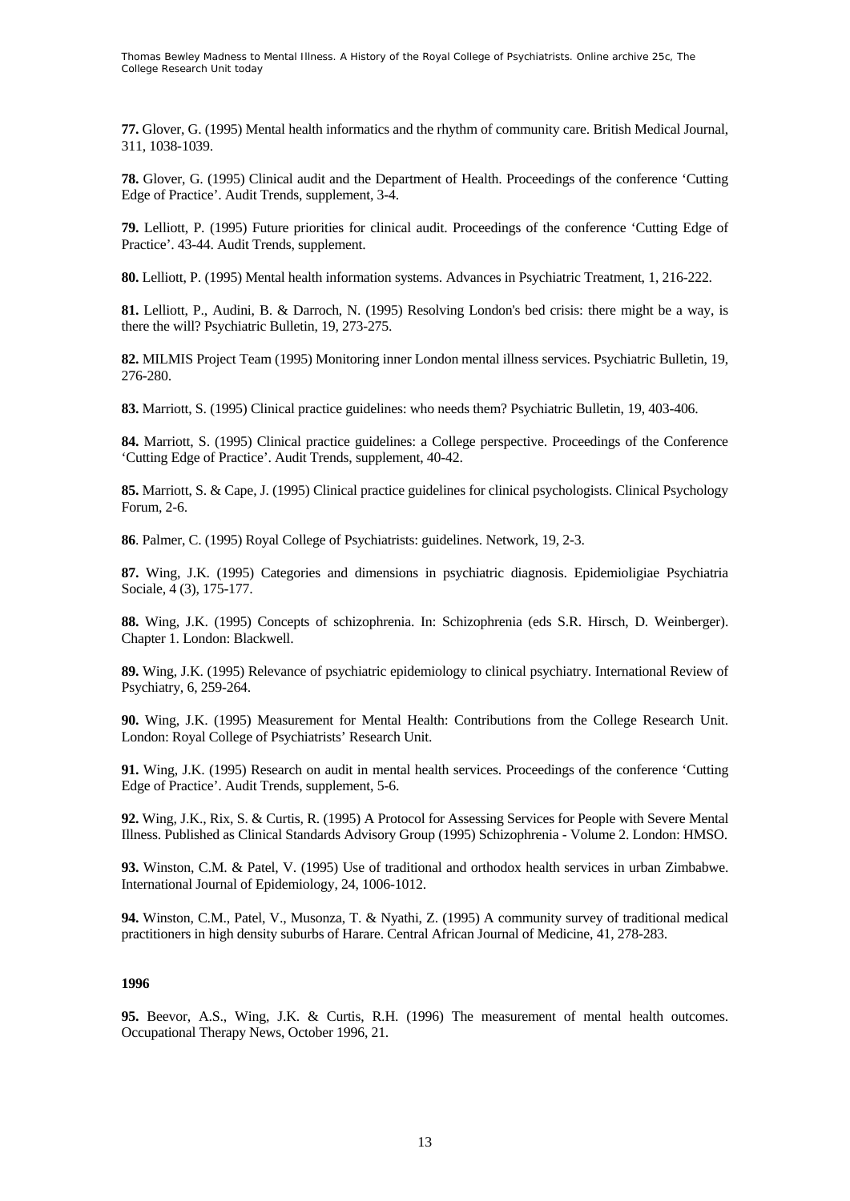**77.** Glover, G. (1995) Mental health informatics and the rhythm of community care. British Medical Journal, 311, 1038-1039.

**78.** Glover, G. (1995) Clinical audit and the Department of Health. Proceedings of the conference 'Cutting Edge of Practice'. Audit Trends, supplement, 3-4.

**79.** Lelliott, P. (1995) Future priorities for clinical audit. Proceedings of the conference 'Cutting Edge of Practice'. 43-44. Audit Trends, supplement.

**80.** Lelliott, P. (1995) Mental health information systems. Advances in Psychiatric Treatment, 1, 216-222.

**81.** Lelliott, P., Audini, B. & Darroch, N. (1995) Resolving London's bed crisis: there might be a way, is there the will? Psychiatric Bulletin, 19, 273-275.

**82.** MILMIS Project Team (1995) Monitoring inner London mental illness services. Psychiatric Bulletin, 19, 276-280.

**83.** Marriott, S. (1995) Clinical practice guidelines: who needs them? Psychiatric Bulletin, 19, 403-406.

**84.** Marriott, S. (1995) Clinical practice guidelines: a College perspective. Proceedings of the Conference 'Cutting Edge of Practice'. Audit Trends, supplement, 40-42.

**85.** Marriott, S. & Cape, J. (1995) Clinical practice guidelines for clinical psychologists. Clinical Psychology Forum, 2-6.

**86**. Palmer, C. (1995) Royal College of Psychiatrists: guidelines. Network, 19, 2-3.

**87.** Wing, J.K. (1995) Categories and dimensions in psychiatric diagnosis. Epidemioligiae Psychiatria Sociale, 4 (3), 175-177.

**88.** Wing, J.K. (1995) Concepts of schizophrenia. In: Schizophrenia (eds S.R. Hirsch, D. Weinberger). Chapter 1. London: Blackwell.

**89.** Wing, J.K. (1995) Relevance of psychiatric epidemiology to clinical psychiatry. International Review of Psychiatry, 6, 259-264.

**90.** Wing, J.K. (1995) Measurement for Mental Health: Contributions from the College Research Unit. London: Royal College of Psychiatrists' Research Unit.

**91.** Wing, J.K. (1995) Research on audit in mental health services. Proceedings of the conference 'Cutting Edge of Practice'. Audit Trends, supplement, 5-6.

**92.** Wing, J.K., Rix, S. & Curtis, R. (1995) A Protocol for Assessing Services for People with Severe Mental Illness. Published as Clinical Standards Advisory Group (1995) Schizophrenia - Volume 2. London: HMSO.

**93.** Winston, C.M. & Patel, V. (1995) Use of traditional and orthodox health services in urban Zimbabwe. International Journal of Epidemiology, 24, 1006-1012.

**94.** Winston, C.M., Patel, V., Musonza, T. & Nyathi, Z. (1995) A community survey of traditional medical practitioners in high density suburbs of Harare. Central African Journal of Medicine, 41, 278-283.

**1996**

**95.** Beevor, A.S., Wing, J.K. & Curtis, R.H. (1996) The measurement of mental health outcomes. Occupational Therapy News, October 1996, 21.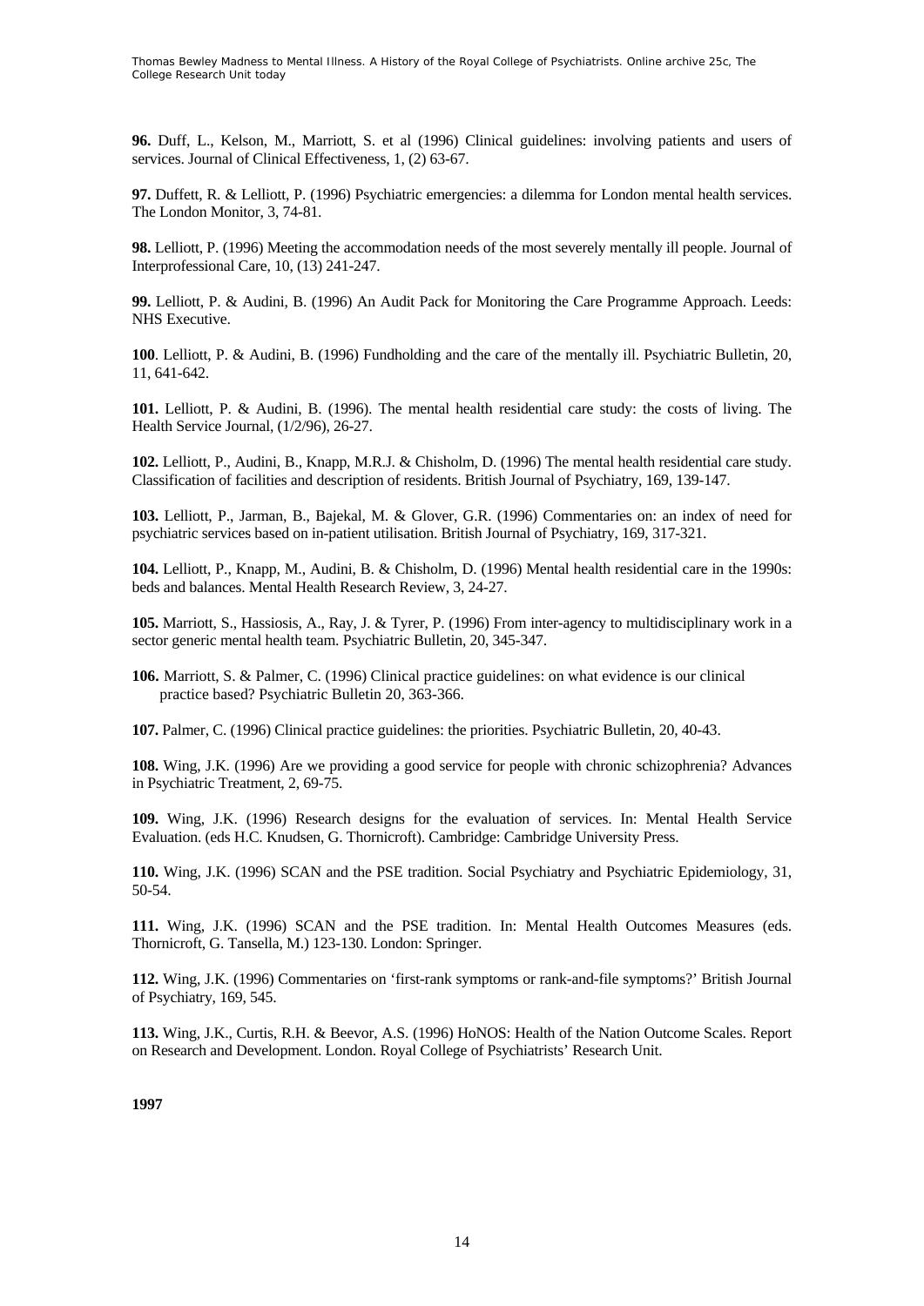**96.** Duff, L., Kelson, M., Marriott, S. et al (1996) Clinical guidelines: involving patients and users of services. Journal of Clinical Effectiveness, 1, (2) 63-67.

**97.** Duffett, R. & Lelliott, P. (1996) Psychiatric emergencies: a dilemma for London mental health services. The London Monitor, 3, 74-81.

**98.** Lelliott, P. (1996) Meeting the accommodation needs of the most severely mentally ill people. Journal of Interprofessional Care, 10, (13) 241-247.

**99.** Lelliott, P. & Audini, B. (1996) An Audit Pack for Monitoring the Care Programme Approach. Leeds: NHS Executive.

**100**. Lelliott, P. & Audini, B. (1996) Fundholding and the care of the mentally ill. Psychiatric Bulletin, 20, 11, 641-642.

**101.** Lelliott, P. & Audini, B. (1996). The mental health residential care study: the costs of living. The Health Service Journal, (1/2/96), 26-27.

**102.** Lelliott, P., Audini, B., Knapp, M.R.J. & Chisholm, D. (1996) The mental health residential care study. Classification of facilities and description of residents. British Journal of Psychiatry, 169, 139-147.

**103.** Lelliott, P., Jarman, B., Bajekal, M. & Glover, G.R. (1996) Commentaries on: an index of need for psychiatric services based on in-patient utilisation. British Journal of Psychiatry, 169, 317-321.

**104.** Lelliott, P., Knapp, M., Audini, B. & Chisholm, D. (1996) Mental health residential care in the 1990s: beds and balances. Mental Health Research Review, 3, 24-27.

**105.** Marriott, S., Hassiosis, A., Ray, J. & Tyrer, P. (1996) From inter-agency to multidisciplinary work in a sector generic mental health team. Psychiatric Bulletin, 20, 345-347.

**106.** Marriott, S. & Palmer, C. (1996) Clinical practice guidelines: on what evidence is our clinical practice based? Psychiatric Bulletin 20, 363-366.

**107.** Palmer, C. (1996) Clinical practice guidelines: the priorities. Psychiatric Bulletin, 20, 40-43.

**108.** Wing, J.K. (1996) Are we providing a good service for people with chronic schizophrenia? Advances in Psychiatric Treatment, 2, 69-75.

**109.** Wing, J.K. (1996) Research designs for the evaluation of services. In: Mental Health Service Evaluation. (eds H.C. Knudsen, G. Thornicroft). Cambridge: Cambridge University Press.

**110.** Wing, J.K. (1996) SCAN and the PSE tradition. Social Psychiatry and Psychiatric Epidemiology, 31, 50-54.

**111.** Wing, J.K. (1996) SCAN and the PSE tradition. In: Mental Health Outcomes Measures (eds. Thornicroft, G. Tansella, M.) 123-130. London: Springer.

**112.** Wing, J.K. (1996) Commentaries on 'first-rank symptoms or rank-and-file symptoms?' British Journal of Psychiatry, 169, 545.

**113.** Wing, J.K., Curtis, R.H. & Beevor, A.S. (1996) HoNOS: Health of the Nation Outcome Scales. Report on Research and Development. London. Royal College of Psychiatrists' Research Unit.

**1997**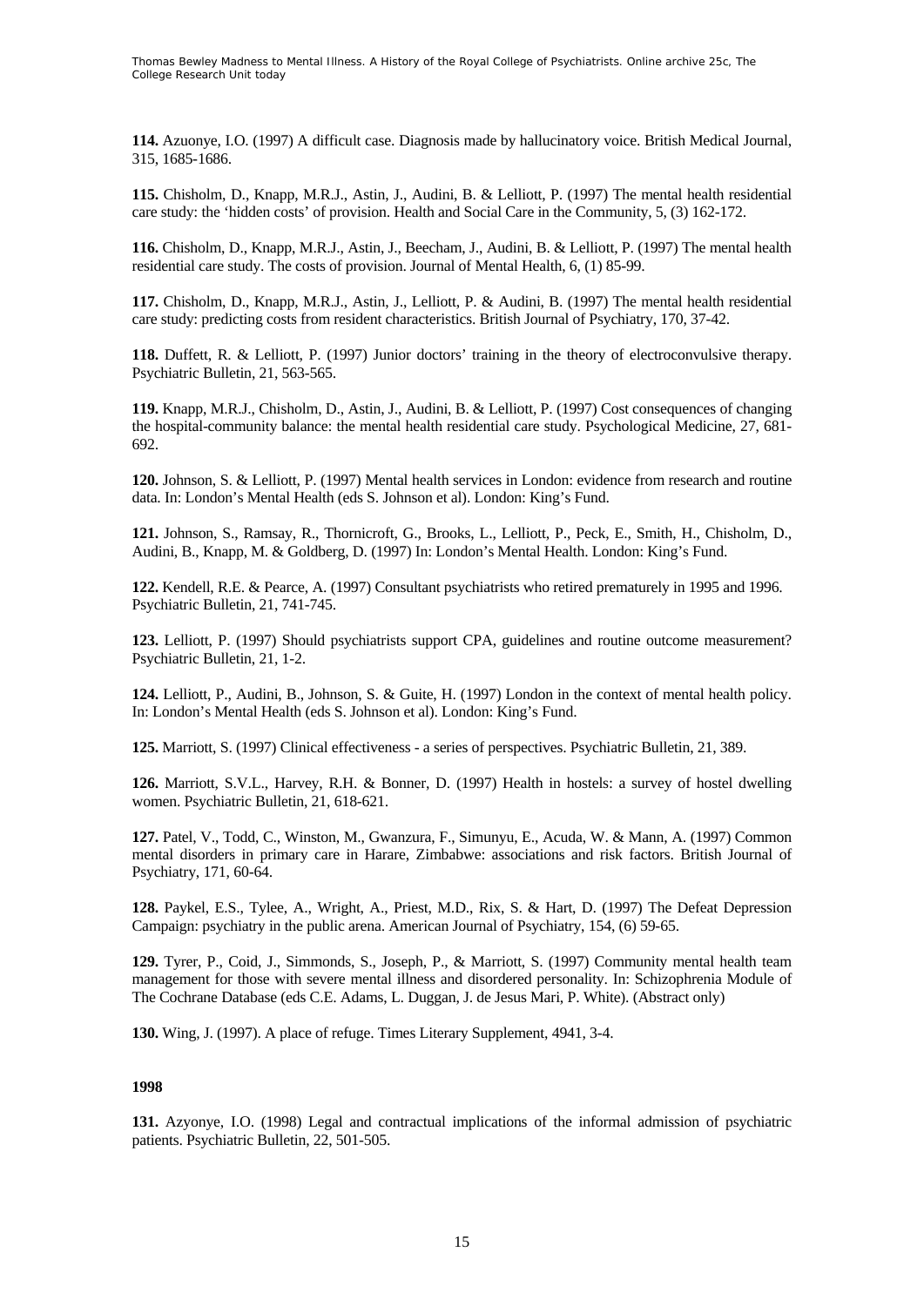**114.** Azuonye, I.O. (1997) A difficult case. Diagnosis made by hallucinatory voice. British Medical Journal, 315, 1685-1686.

**115.** Chisholm, D., Knapp, M.R.J., Astin, J., Audini, B. & Lelliott, P. (1997) The mental health residential care study: the 'hidden costs' of provision. Health and Social Care in the Community, 5, (3) 162-172.

**116.** Chisholm, D., Knapp, M.R.J., Astin, J., Beecham, J., Audini, B. & Lelliott, P. (1997) The mental health residential care study. The costs of provision. Journal of Mental Health, 6, (1) 85-99.

**117.** Chisholm, D., Knapp, M.R.J., Astin, J., Lelliott, P. & Audini, B. (1997) The mental health residential care study: predicting costs from resident characteristics. British Journal of Psychiatry, 170, 37-42.

**118.** Duffett, R. & Lelliott, P. (1997) Junior doctors' training in the theory of electroconvulsive therapy. Psychiatric Bulletin, 21, 563-565.

**119.** Knapp, M.R.J., Chisholm, D., Astin, J., Audini, B. & Lelliott, P. (1997) Cost consequences of changing the hospital-community balance: the mental health residential care study. Psychological Medicine, 27, 681-692.

**120.** Johnson, S. & Lelliott, P. (1997) Mental health services in London: evidence from research and routine data. In: London's Mental Health (eds S. Johnson et al). London: King's Fund.

**121.** Johnson, S., Ramsay, R., Thornicroft, G., Brooks, L., Lelliott, P., Peck, E., Smith, H., Chisholm, D., Audini, B., Knapp, M. & Goldberg, D. (1997) In: London's Mental Health. London: King's Fund.

**122.** Kendell, R.E. & Pearce, A. (1997) Consultant psychiatrists who retired prematurely in 1995 and 1996. Psychiatric Bulletin, 21, 741-745.

**123.** Lelliott, P. (1997) Should psychiatrists support CPA, guidelines and routine outcome measurement? Psychiatric Bulletin, 21, 1-2.

**124.** Lelliott, P., Audini, B., Johnson, S. & Guite, H. (1997) London in the context of mental health policy. In: London's Mental Health (eds S. Johnson et al). London: King's Fund.

**125.** Marriott, S. (1997) Clinical effectiveness - a series of perspectives. Psychiatric Bulletin, 21, 389.

**126.** Marriott, S.V.L., Harvey, R.H. & Bonner, D. (1997) Health in hostels: a survey of hostel dwelling women. Psychiatric Bulletin, 21, 618-621.

**127.** Patel, V., Todd, C., Winston, M., Gwanzura, F., Simunyu, E., Acuda, W. & Mann, A. (1997) Common mental disorders in primary care in Harare, Zimbabwe: associations and risk factors. British Journal of Psychiatry, 171, 60-64.

**128.** Paykel, E.S., Tylee, A., Wright, A., Priest, M.D., Rix, S. & Hart, D. (1997) The Defeat Depression Campaign: psychiatry in the public arena. American Journal of Psychiatry, 154, (6) 59-65.

**129.** Tyrer, P., Coid, J., Simmonds, S., Joseph, P., & Marriott, S. (1997) Community mental health team management for those with severe mental illness and disordered personality. In: Schizophrenia Module of The Cochrane Database (eds C.E. Adams, L. Duggan, J. de Jesus Mari, P. White). (Abstract only)

**130.** Wing, J. (1997). A place of refuge. Times Literary Supplement, 4941, 3-4.

**1998**

**131.** Azyonye, I.O. (1998) Legal and contractual implications of the informal admission of psychiatric patients. Psychiatric Bulletin, 22, 501-505.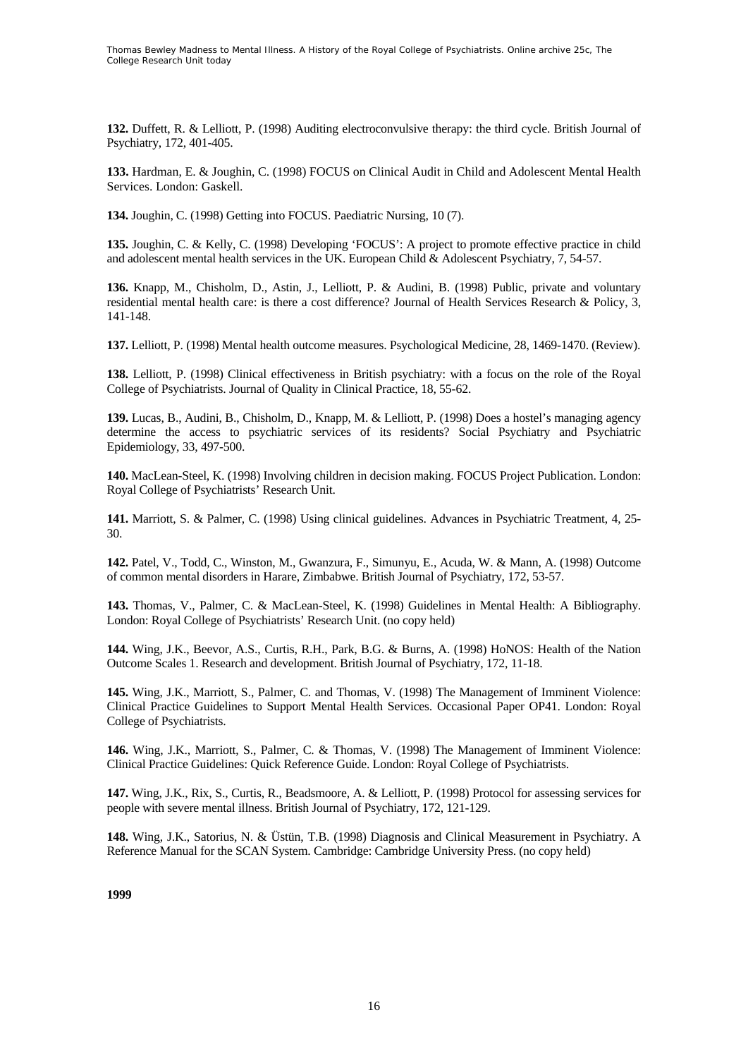**132.** Duffett, R. & Lelliott, P. (1998) Auditing electroconvulsive therapy: the third cycle. British Journal of Psychiatry, 172, 401-405.

**133.** Hardman, E. & Joughin, C. (1998) FOCUS on Clinical Audit in Child and Adolescent Mental Health Services. London: Gaskell.

**134.** Joughin, C. (1998) Getting into FOCUS. Paediatric Nursing, 10 (7).

**135.** Joughin, C. & Kelly, C. (1998) Developing 'FOCUS': A project to promote effective practice in child and adolescent mental health services in the UK. European Child & Adolescent Psychiatry, 7, 54-57.

**136.** Knapp, M., Chisholm, D., Astin, J., Lelliott, P. & Audini, B. (1998) Public, private and voluntary residential mental health care: is there a cost difference? Journal of Health Services Research & Policy, 3, 141-148.

**137.** Lelliott, P. (1998) Mental health outcome measures. Psychological Medicine, 28, 1469-1470. (Review).

**138.** Lelliott, P. (1998) Clinical effectiveness in British psychiatry: with a focus on the role of the Royal College of Psychiatrists. Journal of Quality in Clinical Practice, 18, 55-62.

**139.** Lucas, B., Audini, B., Chisholm, D., Knapp, M. & Lelliott, P. (1998) Does a hostel's managing agency determine the access to psychiatric services of its residents? Social Psychiatry and Psychiatric Epidemiology, 33, 497-500.

**140.** MacLean-Steel, K. (1998) Involving children in decision making. FOCUS Project Publication. London: Royal College of Psychiatrists' Research Unit.

**141.** Marriott, S. & Palmer, C. (1998) Using clinical guidelines. Advances in Psychiatric Treatment, 4, 25-30.

**142.** Patel, V., Todd, C., Winston, M., Gwanzura, F., Simunyu, E., Acuda, W. & Mann, A. (1998) Outcome of common mental disorders in Harare, Zimbabwe. British Journal of Psychiatry, 172, 53-57.

**143.** Thomas, V., Palmer, C. & MacLean-Steel, K. (1998) Guidelines in Mental Health: A Bibliography. London: Royal College of Psychiatrists' Research Unit. (no copy held)

**144.** Wing, J.K., Beevor, A.S., Curtis, R.H., Park, B.G. & Burns, A. (1998) HoNOS: Health of the Nation Outcome Scales 1. Research and development. British Journal of Psychiatry, 172, 11-18.

**145.** Wing, J.K., Marriott, S., Palmer, C. and Thomas, V. (1998) The Management of Imminent Violence: Clinical Practice Guidelines to Support Mental Health Services. Occasional Paper OP41. London: Royal College of Psychiatrists.

**146.** Wing, J.K., Marriott, S., Palmer, C. & Thomas, V. (1998) The Management of Imminent Violence: Clinical Practice Guidelines: Quick Reference Guide. London: Royal College of Psychiatrists.

**147.** Wing, J.K., Rix, S., Curtis, R., Beadsmoore, A. & Lelliott, P. (1998) Protocol for assessing services for people with severe mental illness. British Journal of Psychiatry, 172, 121-129.

**148.** Wing, J.K., Satorius, N. & Üstün, T.B. (1998) Diagnosis and Clinical Measurement in Psychiatry. A Reference Manual for the SCAN System. Cambridge: Cambridge University Press. (no copy held)

**1999**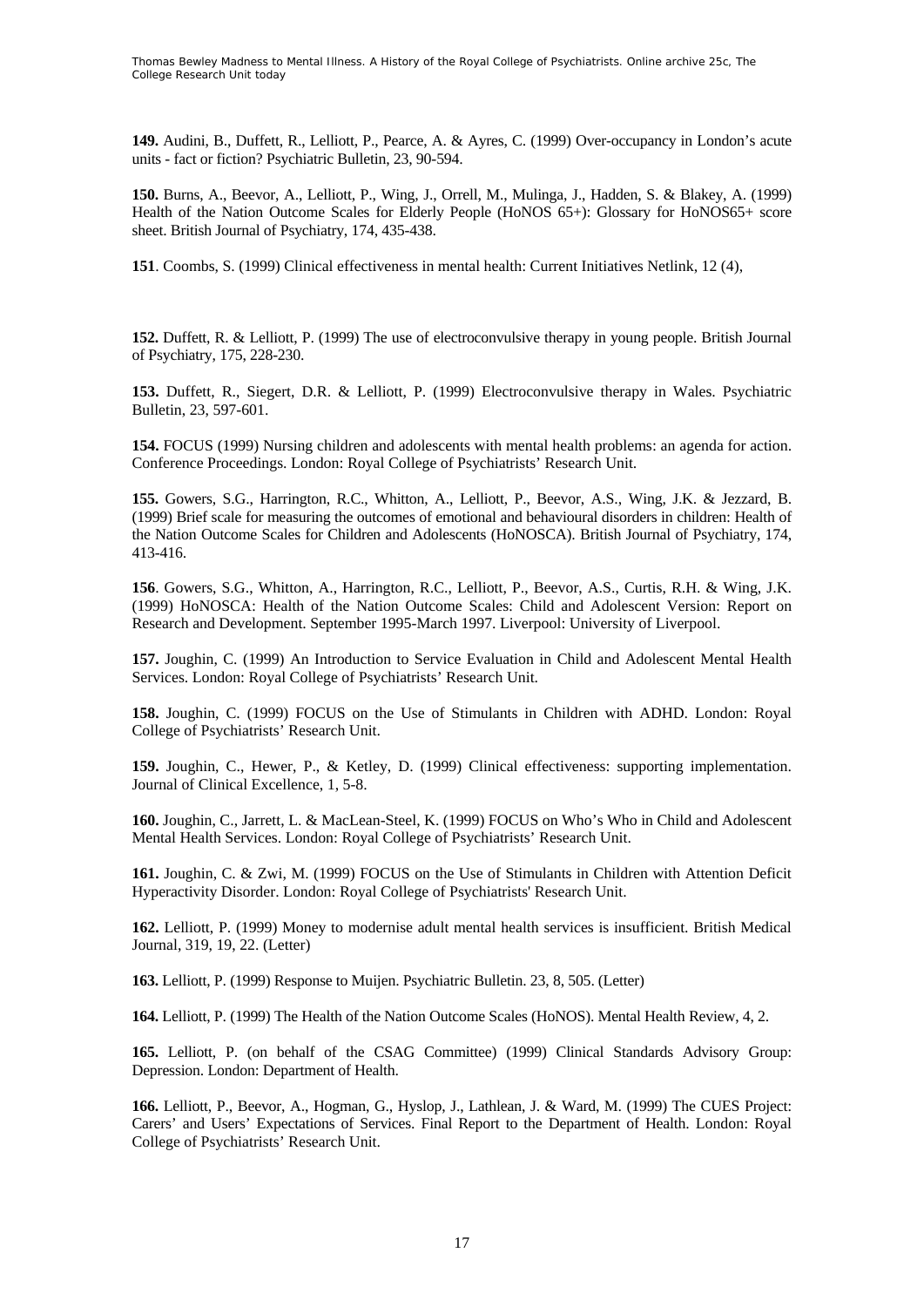**149.** Audini, B., Duffett, R., Lelliott, P., Pearce, A. & Ayres, C. (1999) Over-occupancy in London's acute units - fact or fiction? Psychiatric Bulletin, 23, 90-594.

**150.** Burns, A., Beevor, A., Lelliott, P., Wing, J., Orrell, M., Mulinga, J., Hadden, S. & Blakey, A. (1999) Health of the Nation Outcome Scales for Elderly People (HoNOS 65+): Glossary for HoNOS65+ score sheet. British Journal of Psychiatry, 174, 435-438.

**151**. Coombs, S. (1999) Clinical effectiveness in mental health: Current Initiatives Netlink, 12 (4),

**152.** Duffett, R. & Lelliott, P. (1999) The use of electroconvulsive therapy in young people. British Journal of Psychiatry, 175, 228-230.

**153.** Duffett, R., Siegert, D.R. & Lelliott, P. (1999) Electroconvulsive therapy in Wales. Psychiatric Bulletin, 23, 597-601.

**154.** FOCUS (1999) Nursing children and adolescents with mental health problems: an agenda for action. Conference Proceedings. London: Royal College of Psychiatrists' Research Unit.

**155.** Gowers, S.G., Harrington, R.C., Whitton, A., Lelliott, P., Beevor, A.S., Wing, J.K. & Jezzard, B. (1999) Brief scale for measuring the outcomes of emotional and behavioural disorders in children: Health of the Nation Outcome Scales for Children and Adolescents (HoNOSCA). British Journal of Psychiatry, 174, 413-416.

**156**. Gowers, S.G., Whitton, A., Harrington, R.C., Lelliott, P., Beevor, A.S., Curtis, R.H. & Wing, J.K. (1999) HoNOSCA: Health of the Nation Outcome Scales: Child and Adolescent Version: Report on Research and Development. September 1995-March 1997. Liverpool: University of Liverpool.

**157.** Joughin, C. (1999) An Introduction to Service Evaluation in Child and Adolescent Mental Health Services. London: Royal College of Psychiatrists' Research Unit.

**158.** Joughin, C. (1999) FOCUS on the Use of Stimulants in Children with ADHD. London: Royal College of Psychiatrists' Research Unit.

**159.** Joughin, C., Hewer, P., & Ketley, D. (1999) Clinical effectiveness: supporting implementation. Journal of Clinical Excellence, 1, 5-8.

**160.** Joughin, C., Jarrett, L. & MacLean-Steel, K. (1999) FOCUS on Who's Who in Child and Adolescent Mental Health Services. London: Royal College of Psychiatrists' Research Unit.

**161.** Joughin, C. & Zwi, M. (1999) FOCUS on the Use of Stimulants in Children with Attention Deficit Hyperactivity Disorder. London: Royal College of Psychiatrists' Research Unit.

**162.** Lelliott, P. (1999) Money to modernise adult mental health services is insufficient. British Medical Journal, 319, 19, 22. (Letter)

**163.** Lelliott, P. (1999) Response to Muijen. Psychiatric Bulletin. 23, 8, 505. (Letter)

**164.** Lelliott, P. (1999) The Health of the Nation Outcome Scales (HoNOS). Mental Health Review, 4, 2.

**165.** Lelliott, P. (on behalf of the CSAG Committee) (1999) Clinical Standards Advisory Group: Depression. London: Department of Health.

**166.** Lelliott, P., Beevor, A., Hogman, G., Hyslop, J., Lathlean, J. & Ward, M. (1999) The CUES Project: Carers' and Users' Expectations of Services. Final Report to the Department of Health. London: Royal College of Psychiatrists' Research Unit.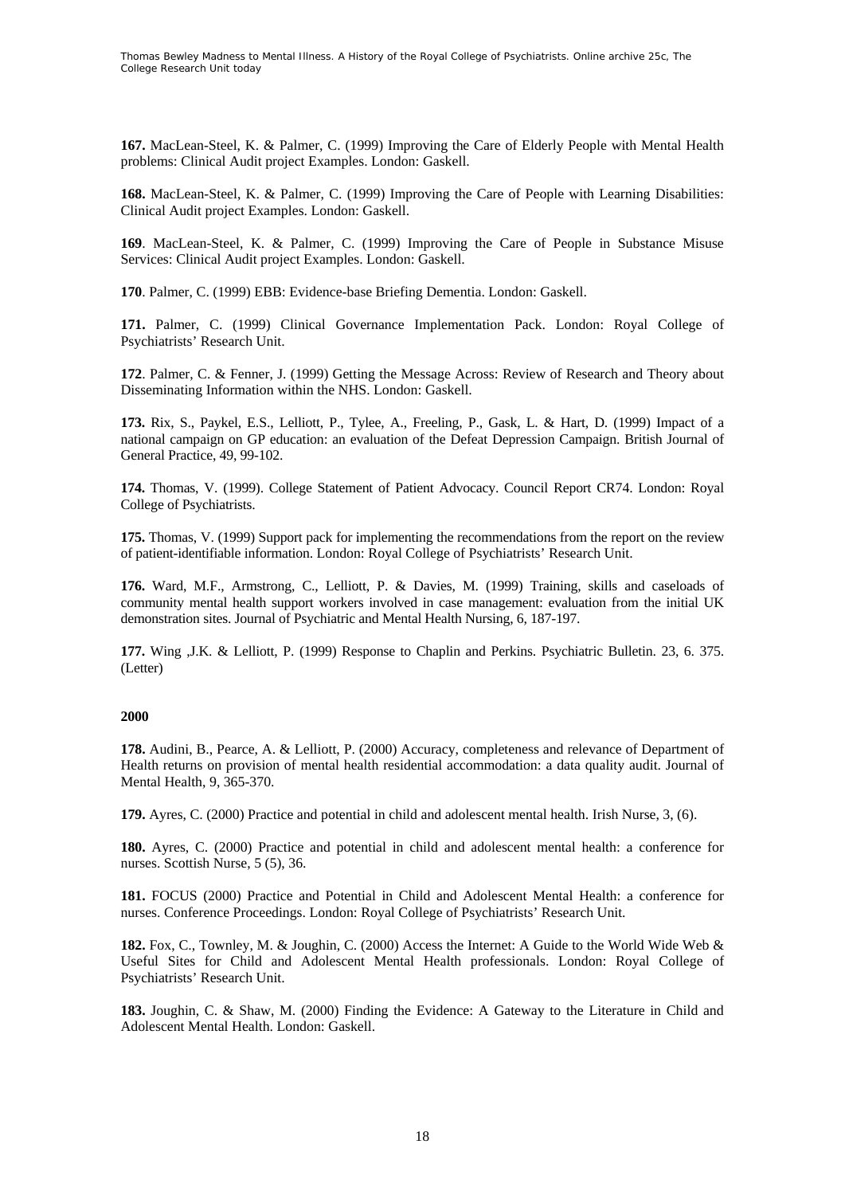**167.** MacLean-Steel, K. & Palmer, C. (1999) Improving the Care of Elderly People with Mental Health problems: Clinical Audit project Examples. London: Gaskell.

**168.** MacLean-Steel, K. & Palmer, C. (1999) Improving the Care of People with Learning Disabilities: Clinical Audit project Examples. London: Gaskell.

**169**. MacLean-Steel, K. & Palmer, C. (1999) Improving the Care of People in Substance Misuse Services: Clinical Audit project Examples. London: Gaskell.

**170**. Palmer, C. (1999) EBB: Evidence-base Briefing Dementia. London: Gaskell.

**171.** Palmer, C. (1999) Clinical Governance Implementation Pack. London: Royal College of Psychiatrists' Research Unit.

**172**. Palmer, C. & Fenner, J. (1999) Getting the Message Across: Review of Research and Theory about Disseminating Information within the NHS. London: Gaskell.

**173.** Rix, S., Paykel, E.S., Lelliott, P., Tylee, A., Freeling, P., Gask, L. & Hart, D. (1999) Impact of a national campaign on GP education: an evaluation of the Defeat Depression Campaign. British Journal of General Practice, 49, 99-102.

**174.** Thomas, V. (1999). College Statement of Patient Advocacy. Council Report CR74. London: Royal College of Psychiatrists.

**175.** Thomas, V. (1999) Support pack for implementing the recommendations from the report on the review of patient-identifiable information. London: Royal College of Psychiatrists' Research Unit.

**176.** Ward, M.F., Armstrong, C., Lelliott, P. & Davies, M. (1999) Training, skills and caseloads of community mental health support workers involved in case management: evaluation from the initial UK demonstration sites. Journal of Psychiatric and Mental Health Nursing, 6, 187-197.

**177.** Wing ,J.K. & Lelliott, P. (1999) Response to Chaplin and Perkins. Psychiatric Bulletin. 23, 6. 375. (Letter)

**2000**

**178.** Audini, B., Pearce, A. & Lelliott, P. (2000) Accuracy, completeness and relevance of Department of Health returns on provision of mental health residential accommodation: a data quality audit. Journal of Mental Health, 9, 365-370.

**179.** Ayres, C. (2000) Practice and potential in child and adolescent mental health. Irish Nurse, 3, (6).

**180.** Ayres, C. (2000) Practice and potential in child and adolescent mental health: a conference for nurses. Scottish Nurse, 5 (5), 36.

**181.** FOCUS (2000) Practice and Potential in Child and Adolescent Mental Health: a conference for nurses. Conference Proceedings. London: Royal College of Psychiatrists' Research Unit.

**182.** Fox, C., Townley, M. & Joughin, C. (2000) Access the Internet: A Guide to the World Wide Web & Useful Sites for Child and Adolescent Mental Health professionals. London: Royal College of Psychiatrists' Research Unit.

**183.** Joughin, C. & Shaw, M. (2000) Finding the Evidence: A Gateway to the Literature in Child and Adolescent Mental Health. London: Gaskell.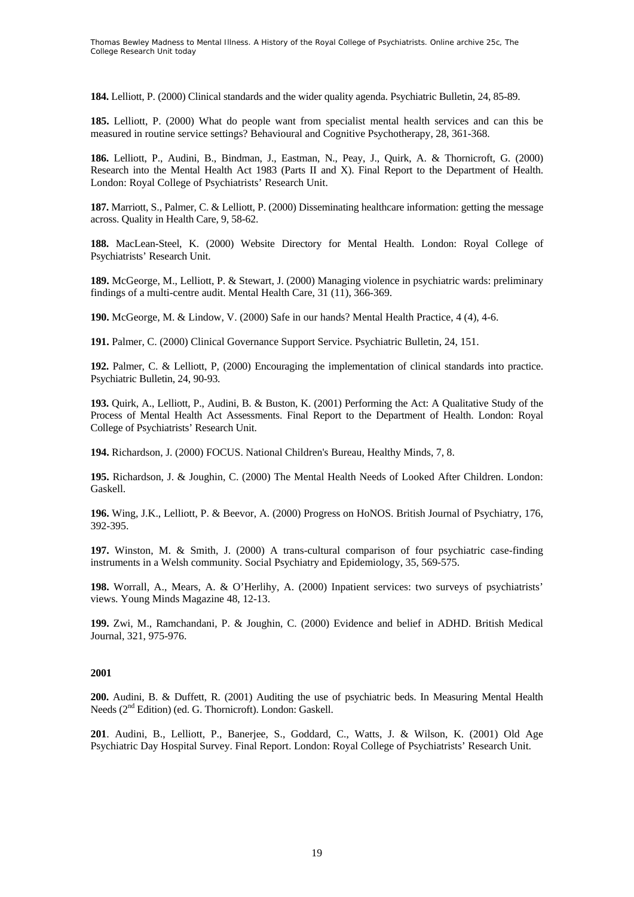**184.** Lelliott, P. (2000) Clinical standards and the wider quality agenda. Psychiatric Bulletin, 24, 85-89.

**185.** Lelliott, P. (2000) What do people want from specialist mental health services and can this be measured in routine service settings? Behavioural and Cognitive Psychotherapy, 28, 361-368.

**186.** Lelliott, P., Audini, B., Bindman, J., Eastman, N., Peay, J., Quirk, A. & Thornicroft, G. (2000) Research into the Mental Health Act 1983 (Parts II and X). Final Report to the Department of Health. London: Royal College of Psychiatrists' Research Unit.

**187.** Marriott, S., Palmer, C. & Lelliott, P. (2000) Disseminating healthcare information: getting the message across. Quality in Health Care, 9, 58-62.

**188.** MacLean-Steel, K. (2000) Website Directory for Mental Health. London: Royal College of Psychiatrists' Research Unit.

**189.** McGeorge, M., Lelliott, P. & Stewart, J. (2000) Managing violence in psychiatric wards: preliminary findings of a multi-centre audit. Mental Health Care, 31 (11), 366-369.

**190.** McGeorge, M. & Lindow, V. (2000) Safe in our hands? Mental Health Practice, 4 (4), 4-6.

**191.** Palmer, C. (2000) Clinical Governance Support Service. Psychiatric Bulletin, 24, 151.

**192.** Palmer, C. & Lelliott, P, (2000) Encouraging the implementation of clinical standards into practice. Psychiatric Bulletin, 24, 90-93.

**193.** Quirk, A., Lelliott, P., Audini, B. & Buston, K. (2001) Performing the Act: A Qualitative Study of the Process of Mental Health Act Assessments. Final Report to the Department of Health. London: Royal College of Psychiatrists' Research Unit.

**194.** Richardson, J. (2000) FOCUS. National Children's Bureau, Healthy Minds, 7, 8.

**195.** Richardson, J. & Joughin, C. (2000) The Mental Health Needs of Looked After Children. London: Gaskell.

**196.** Wing, J.K., Lelliott, P. & Beevor, A. (2000) Progress on HoNOS. British Journal of Psychiatry, 176, 392-395.

**197.** Winston, M. & Smith, J. (2000) A trans-cultural comparison of four psychiatric case-finding instruments in a Welsh community. Social Psychiatry and Epidemiology, 35, 569-575.

**198.** Worrall, A., Mears, A. & O'Herlihy, A. (2000) Inpatient services: two surveys of psychiatrists' views. Young Minds Magazine 48, 12-13.

**199.** Zwi, M., Ramchandani, P. & Joughin, C. (2000) Evidence and belief in ADHD. British Medical Journal, 321, 975-976.

**2001**

**200.** Audini, B. & Duffett, R. (2001) Auditing the use of psychiatric beds. In Measuring Mental Health Needs (2nd Edition) (ed. G. Thornicroft). London: Gaskell.

**201**. Audini, B., Lelliott, P., Banerjee, S., Goddard, C., Watts, J. & Wilson, K. (2001) Old Age Psychiatric Day Hospital Survey. Final Report. London: Royal College of Psychiatrists' Research Unit.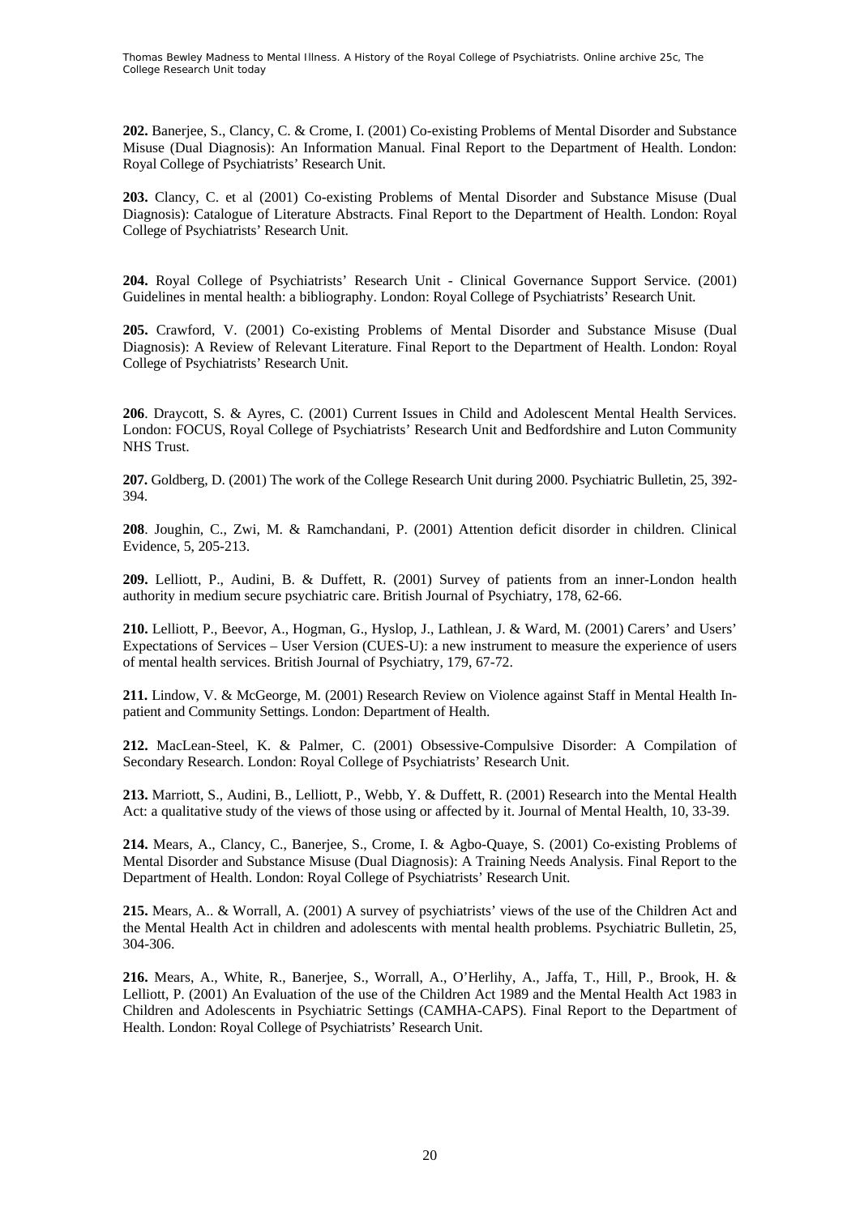**202.** Banerjee, S., Clancy, C. & Crome, I. (2001) Co-existing Problems of Mental Disorder and Substance Misuse (Dual Diagnosis): An Information Manual. Final Report to the Department of Health. London: Royal College of Psychiatrists' Research Unit.

**203.** Clancy, C. et al (2001) Co-existing Problems of Mental Disorder and Substance Misuse (Dual Diagnosis): Catalogue of Literature Abstracts. Final Report to the Department of Health. London: Royal College of Psychiatrists' Research Unit.

**204.** Royal College of Psychiatrists' Research Unit - Clinical Governance Support Service. (2001) Guidelines in mental health: a bibliography. London: Royal College of Psychiatrists' Research Unit.

**205.** Crawford, V. (2001) Co-existing Problems of Mental Disorder and Substance Misuse (Dual Diagnosis): A Review of Relevant Literature. Final Report to the Department of Health. London: Royal College of Psychiatrists' Research Unit.

**206**. Draycott, S. & Ayres, C. (2001) Current Issues in Child and Adolescent Mental Health Services. London: FOCUS, Royal College of Psychiatrists' Research Unit and Bedfordshire and Luton Community NHS Trust.

**207.** Goldberg, D. (2001) The work of the College Research Unit during 2000. Psychiatric Bulletin, 25, 392-394.

**208**. Joughin, C., Zwi, M. & Ramchandani, P. (2001) Attention deficit disorder in children. Clinical Evidence, 5, 205-213.

**209.** Lelliott, P., Audini, B. & Duffett, R. (2001) Survey of patients from an inner-London health authority in medium secure psychiatric care. British Journal of Psychiatry, 178, 62-66.

**210.** Lelliott, P., Beevor, A., Hogman, G., Hyslop, J., Lathlean, J. & Ward, M. (2001) Carers' and Users' Expectations of Services – User Version (CUES-U): a new instrument to measure the experience of users of mental health services. British Journal of Psychiatry, 179, 67-72.

**211.** Lindow, V. & McGeorge, M. (2001) Research Review on Violence against Staff in Mental Health In-patient and Community Settings. London: Department of Health.

**212.** MacLean-Steel, K. & Palmer, C. (2001) Obsessive-Compulsive Disorder: A Compilation of Secondary Research. London: Royal College of Psychiatrists' Research Unit.

**213.** Marriott, S., Audini, B., Lelliott, P., Webb, Y. & Duffett, R. (2001) Research into the Mental Health Act: a qualitative study of the views of those using or affected by it. Journal of Mental Health, 10, 33-39.

**214.** Mears, A., Clancy, C., Banerjee, S., Crome, I. & Agbo-Quaye, S. (2001) Co-existing Problems of Mental Disorder and Substance Misuse (Dual Diagnosis): A Training Needs Analysis. Final Report to the Department of Health. London: Royal College of Psychiatrists' Research Unit.

**215.** Mears, A.. & Worrall, A. (2001) A survey of psychiatrists' views of the use of the Children Act and the Mental Health Act in children and adolescents with mental health problems. Psychiatric Bulletin, 25, 304-306.

**216.** Mears, A., White, R., Banerjee, S., Worrall, A., O'Herlihy, A., Jaffa, T., Hill, P., Brook, H. & Lelliott, P. (2001) An Evaluation of the use of the Children Act 1989 and the Mental Health Act 1983 in Children and Adolescents in Psychiatric Settings (CAMHA-CAPS). Final Report to the Department of Health. London: Royal College of Psychiatrists' Research Unit.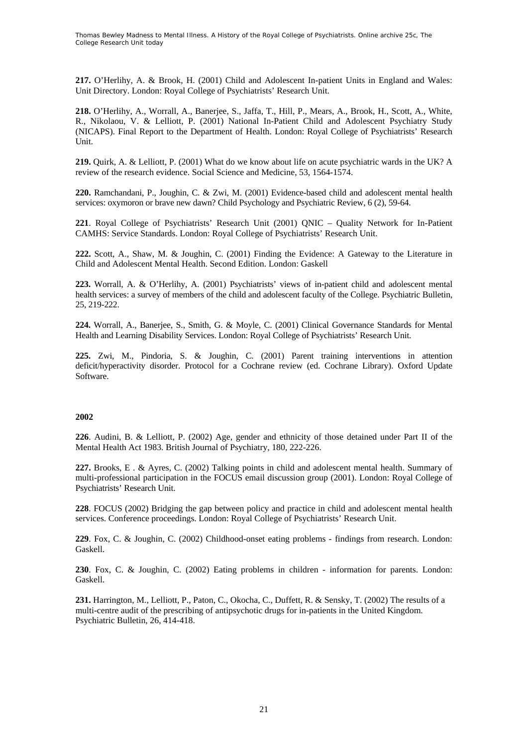**217.** O'Herlihy, A. & Brook, H. (2001) Child and Adolescent In-patient Units in England and Wales: Unit Directory. London: Royal College of Psychiatrists' Research Unit.

**218.** O'Herlihy, A., Worrall, A., Banerjee, S., Jaffa, T., Hill, P., Mears, A., Brook, H., Scott, A., White, R., Nikolaou, V. & Lelliott, P. (2001) National In-Patient Child and Adolescent Psychiatry Study (NICAPS). Final Report to the Department of Health. London: Royal College of Psychiatrists' Research Unit.

**219.** Quirk, A. & Lelliott, P. (2001) What do we know about life on acute psychiatric wards in the UK? A review of the research evidence. Social Science and Medicine, 53, 1564-1574.

**220.** Ramchandani, P., Joughin, C. & Zwi, M. (2001) Evidence-based child and adolescent mental health services: oxymoron or brave new dawn? Child Psychology and Psychiatric Review, 6 (2), 59-64.

**221**. Royal College of Psychiatrists' Research Unit (2001) QNIC – Quality Network for In-Patient CAMHS: Service Standards. London: Royal College of Psychiatrists' Research Unit.

**222.** Scott, A., Shaw, M. & Joughin, C. (2001) Finding the Evidence: A Gateway to the Literature in Child and Adolescent Mental Health. Second Edition. London: Gaskell

**223.** Worrall, A. & O'Herlihy, A. (2001) Psychiatrists' views of in-patient child and adolescent mental health services: a survey of members of the child and adolescent faculty of the College. Psychiatric Bulletin, 25, 219-222.

**224.** Worrall, A., Banerjee, S., Smith, G. & Moyle, C. (2001) Clinical Governance Standards for Mental Health and Learning Disability Services. London: Royal College of Psychiatrists' Research Unit.

**225.** Zwi, M., Pindoria, S. & Joughin, C. (2001) Parent training interventions in attention deficit/hyperactivity disorder. Protocol for a Cochrane review (ed. Cochrane Library). Oxford Update Software.

**2002**

**226**. Audini, B. & Lelliott, P. (2002) Age, gender and ethnicity of those detained under Part II of the Mental Health Act 1983. British Journal of Psychiatry, 180, 222-226.

**227.** Brooks, E . & Ayres, C. (2002) Talking points in child and adolescent mental health. Summary of multi-professional participation in the FOCUS email discussion group (2001). London: Royal College of Psychiatrists' Research Unit.

**228**. FOCUS (2002) Bridging the gap between policy and practice in child and adolescent mental health services. Conference proceedings. London: Royal College of Psychiatrists' Research Unit.

**229**. Fox, C. & Joughin, C. (2002) Childhood-onset eating problems - findings from research. London: Gaskell.

**230**. Fox, C. & Joughin, C. (2002) Eating problems in children - information for parents. London: Gaskell.

**231.** Harrington, M., Lelliott, P., Paton, C., Okocha, C., Duffett, R. & Sensky, T. (2002) The results of a multi-centre audit of the prescribing of antipsychotic drugs for in-patients in the United Kingdom. Psychiatric Bulletin, 26, 414-418.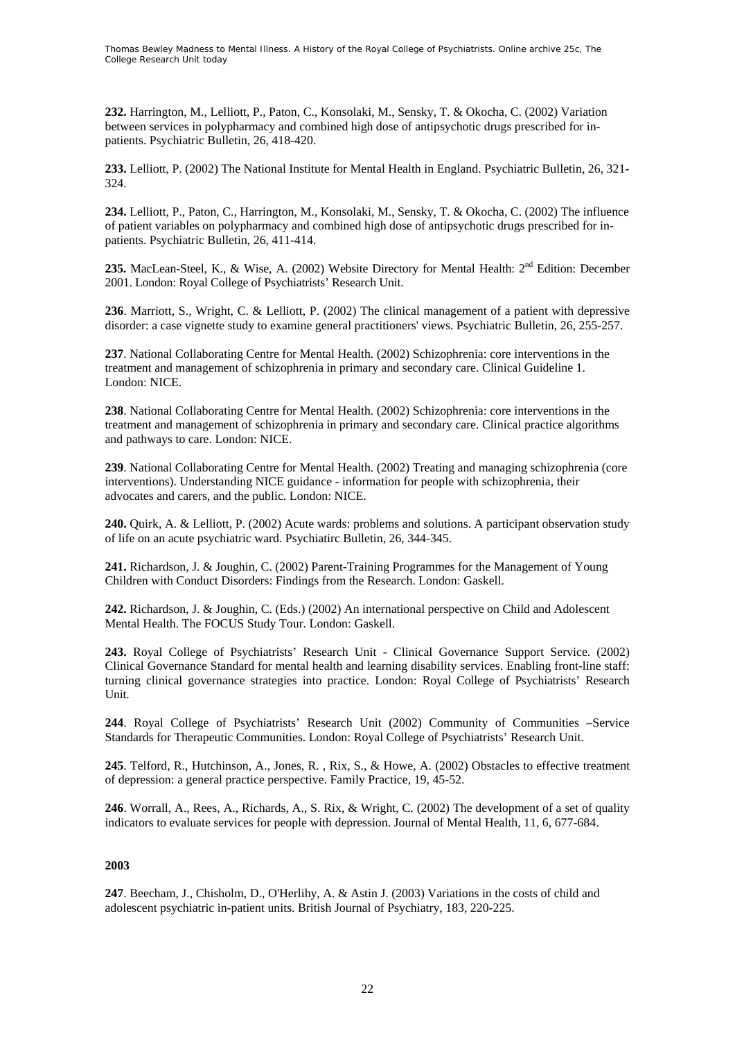**232.** Harrington, M., Lelliott, P., Paton, C., Konsolaki, M., Sensky, T. & Okocha, C. (2002) Variation between services in polypharmacy and combined high dose of antipsychotic drugs prescribed for in-patients. Psychiatric Bulletin, 26, 418-420.

**233.** Lelliott, P. (2002) The National Institute for Mental Health in England. Psychiatric Bulletin, 26, 321-324.

**234.** Lelliott, P., Paton, C., Harrington, M., Konsolaki, M., Sensky, T. & Okocha, C. (2002) The influence of patient variables on polypharmacy and combined high dose of antipsychotic drugs prescribed for in-patients. Psychiatric Bulletin, 26, 411-414.

**235.** MacLean-Steel, K., & Wise, A. (2002) Website Directory for Mental Health: 2nd Edition: December 2001. London: Royal College of Psychiatrists' Research Unit.

**236**. Marriott, S., Wright, C. & Lelliott, P. (2002) The clinical management of a patient with depressive disorder: a case vignette study to examine general practitioners' views. Psychiatric Bulletin, 26, 255-257.

**237**. National Collaborating Centre for Mental Health. (2002) Schizophrenia: core interventions in the treatment and management of schizophrenia in primary and secondary care. Clinical Guideline 1. London: NICE.

**238**. National Collaborating Centre for Mental Health. (2002) Schizophrenia: core interventions in the treatment and management of schizophrenia in primary and secondary care. Clinical practice algorithms and pathways to care. London: NICE.

**239**. National Collaborating Centre for Mental Health. (2002) Treating and managing schizophrenia (core interventions). Understanding NICE guidance - information for people with schizophrenia, their advocates and carers, and the public. London: NICE.

**240.** Quirk, A. & Lelliott, P. (2002) Acute wards: problems and solutions. A participant observation study of life on an acute psychiatric ward. Psychiatirc Bulletin, 26, 344-345.

**241.** Richardson, J. & Joughin, C. (2002) Parent-Training Programmes for the Management of Young Children with Conduct Disorders: Findings from the Research. London: Gaskell.

**242.** Richardson, J. & Joughin, C. (Eds.) (2002) An international perspective on Child and Adolescent Mental Health. The FOCUS Study Tour. London: Gaskell.

**243.** Royal College of Psychiatrists' Research Unit - Clinical Governance Support Service. (2002) Clinical Governance Standard for mental health and learning disability services. Enabling front-line staff: turning clinical governance strategies into practice. London: Royal College of Psychiatrists' Research Unit.

**244**. Royal College of Psychiatrists' Research Unit (2002) Community of Communities –Service Standards for Therapeutic Communities. London: Royal College of Psychiatrists' Research Unit.

**245**. Telford, R., Hutchinson, A., Jones, R. , Rix, S., & Howe, A. (2002) Obstacles to effective treatment of depression: a general practice perspective. Family Practice, 19, 45-52.

**246**. Worrall, A., Rees, A., Richards, A., S. Rix, & Wright, C. (2002) The development of a set of quality indicators to evaluate services for people with depression. Journal of Mental Health, 11, 6, 677-684.

**2003**

**247**. Beecham, J., Chisholm, D., O'Herlihy, A. & Astin J. (2003) Variations in the costs of child and adolescent psychiatric in-patient units. British Journal of Psychiatry, 183, 220-225.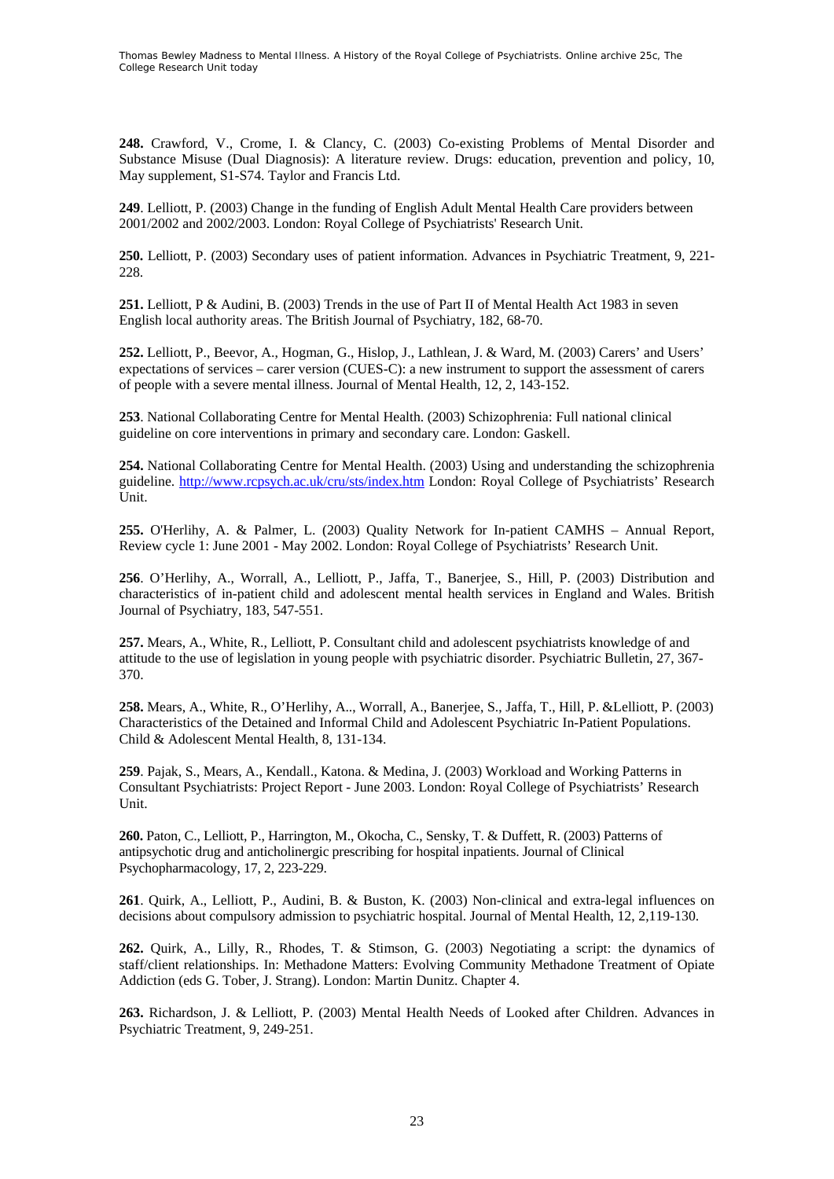**248.** Crawford, V., Crome, I. & Clancy, C. (2003) Co-existing Problems of Mental Disorder and Substance Misuse (Dual Diagnosis): A literature review. Drugs: education, prevention and policy, 10, May supplement, S1-S74. Taylor and Francis Ltd.

**249**. Lelliott, P. (2003) Change in the funding of English Adult Mental Health Care providers between 2001/2002 and 2002/2003. London: Royal College of Psychiatrists' Research Unit.

**250.** Lelliott, P. (2003) Secondary uses of patient information. Advances in Psychiatric Treatment, 9, 221-228.

**251.** Lelliott, P & Audini, B. (2003) Trends in the use of Part II of Mental Health Act 1983 in seven English local authority areas. The British Journal of Psychiatry, 182, 68-70.

**252.** Lelliott, P., Beevor, A., Hogman, G., Hislop, J., Lathlean, J. & Ward, M. (2003) Carers' and Users' expectations of services – carer version (CUES-C): a new instrument to support the assessment of carers of people with a severe mental illness. Journal of Mental Health, 12, 2, 143-152.

**253**. National Collaborating Centre for Mental Health. (2003) Schizophrenia: Full national clinical guideline on core interventions in primary and secondary care. London: Gaskell.

**254.** National Collaborating Centre for Mental Health. (2003) Using and understanding the schizophrenia guideline. http://www.rcpsych.ac.uk/cru/sts/index.htm London: Royal College of Psychiatrists' Research Unit.

**255.** O'Herlihy, A. & Palmer, L. (2003) Quality Network for In-patient CAMHS – Annual Report, Review cycle 1: June 2001 - May 2002. London: Royal College of Psychiatrists' Research Unit.

**256**. O'Herlihy, A., Worrall, A., Lelliott, P., Jaffa, T., Banerjee, S., Hill, P. (2003) Distribution and characteristics of in-patient child and adolescent mental health services in England and Wales. British Journal of Psychiatry, 183, 547-551.

**257.** Mears, A., White, R., Lelliott, P. Consultant child and adolescent psychiatrists knowledge of and attitude to the use of legislation in young people with psychiatric disorder. Psychiatric Bulletin, 27, 367-370.

**258.** Mears, A., White, R., O'Herlihy, A.., Worrall, A., Banerjee, S., Jaffa, T., Hill, P. &Lelliott, P. (2003) Characteristics of the Detained and Informal Child and Adolescent Psychiatric In-Patient Populations. Child & Adolescent Mental Health, 8, 131-134.

**259**. Pajak, S., Mears, A., Kendall., Katona. & Medina, J. (2003) Workload and Working Patterns in Consultant Psychiatrists: Project Report - June 2003. London: Royal College of Psychiatrists' Research Unit.

**260.** Paton, C., Lelliott, P., Harrington, M., Okocha, C., Sensky, T. & Duffett, R. (2003) Patterns of antipsychotic drug and anticholinergic prescribing for hospital inpatients. Journal of Clinical Psychopharmacology, 17, 2, 223-229.

**261**. Quirk, A., Lelliott, P., Audini, B. & Buston, K. (2003) Non-clinical and extra-legal influences on decisions about compulsory admission to psychiatric hospital. Journal of Mental Health, 12, 2,119-130.

**262.** Quirk, A., Lilly, R., Rhodes, T. & Stimson, G. (2003) Negotiating a script: the dynamics of staff/client relationships. In: Methadone Matters: Evolving Community Methadone Treatment of Opiate Addiction (eds G. Tober, J. Strang). London: Martin Dunitz. Chapter 4.

**263.** Richardson, J. & Lelliott, P. (2003) Mental Health Needs of Looked after Children. Advances in Psychiatric Treatment, 9, 249-251.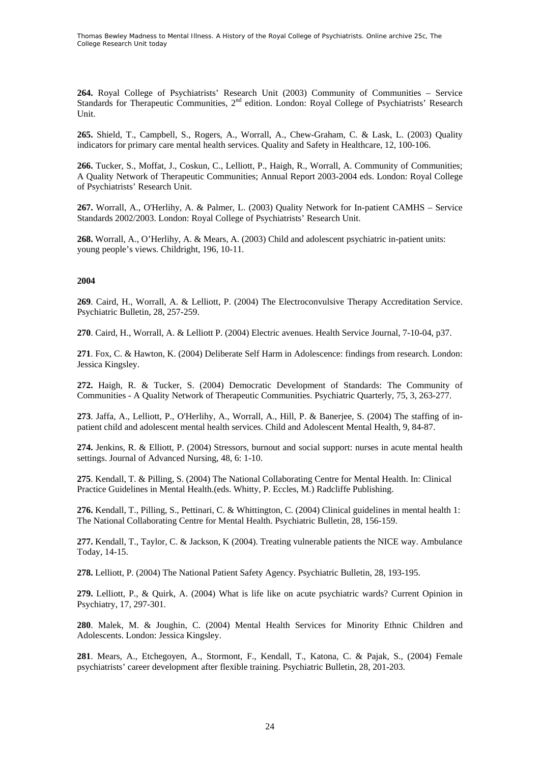**264.** Royal College of Psychiatrists' Research Unit (2003) Community of Communities – Service Standards for Therapeutic Communities, 2[nd] edition. London: Royal College of Psychiatrists' Research Unit.

**265.** Shield, T., Campbell, S., Rogers, A., Worrall, A., Chew-Graham, C. & Lask, L. (2003) Quality indicators for primary care mental health services. Quality and Safety in Healthcare, 12, 100-106.

**266.** Tucker, S., Moffat, J., Coskun, C., Lelliott, P., Haigh, R., Worrall, A. Community of Communities; A Quality Network of Therapeutic Communities; Annual Report 2003-2004 eds. London: Royal College of Psychiatrists' Research Unit.

**267.** Worrall, A., O'Herlihy, A. & Palmer, L. (2003) Quality Network for In-patient CAMHS – Service Standards 2002/2003. London: Royal College of Psychiatrists' Research Unit.

**268.** Worrall, A., O'Herlihy, A. & Mears, A. (2003) Child and adolescent psychiatric in-patient units: young people's views. Childright, 196, 10-11.

**2004**

**269**. Caird, H., Worrall, A. & Lelliott, P. (2004) The Electroconvulsive Therapy Accreditation Service. Psychiatric Bulletin, 28, 257-259.

**270**. Caird, H., Worrall, A. & Lelliott P. (2004) Electric avenues. Health Service Journal, 7-10-04, p37.

**271**. Fox, C. & Hawton, K. (2004) Deliberate Self Harm in Adolescence: findings from research. London: Jessica Kingsley.

**272.** Haigh, R. & Tucker, S. (2004) Democratic Development of Standards: The Community of Communities - A Quality Network of Therapeutic Communities. Psychiatric Quarterly, 75, 3, 263-277.

**273**. Jaffa, A., Lelliott, P., O'Herlihy, A., Worrall, A., Hill, P. & Banerjee, S. (2004) The staffing of in-patient child and adolescent mental health services. Child and Adolescent Mental Health, 9, 84-87.

**274.** Jenkins, R. & Elliott, P. (2004) Stressors, burnout and social support: nurses in acute mental health settings. Journal of Advanced Nursing, 48, 6: 1-10.

**275**. Kendall, T. & Pilling, S. (2004) The National Collaborating Centre for Mental Health. In: Clinical Practice Guidelines in Mental Health.(eds. Whitty, P. Eccles, M.) Radcliffe Publishing.

**276.** Kendall, T., Pilling, S., Pettinari, C. & Whittington, C. (2004) Clinical guidelines in mental health 1: The National Collaborating Centre for Mental Health. Psychiatric Bulletin, 28, 156-159.

**277.** Kendall, T., Taylor, C. & Jackson, K (2004). Treating vulnerable patients the NICE way. Ambulance Today, 14-15.

**278.** Lelliott, P. (2004) The National Patient Safety Agency. Psychiatric Bulletin, 28, 193-195.

**279.** Lelliott, P., & Quirk, A. (2004) What is life like on acute psychiatric wards? Current Opinion in Psychiatry, 17, 297-301.

**280**. Malek, M. & Joughin, C. (2004) Mental Health Services for Minority Ethnic Children and Adolescents. London: Jessica Kingsley.

**281**. Mears, A., Etchegoyen, A., Stormont, F., Kendall, T., Katona, C. & Pajak, S., (2004) Female psychiatrists' career development after flexible training. Psychiatric Bulletin, 28, 201-203.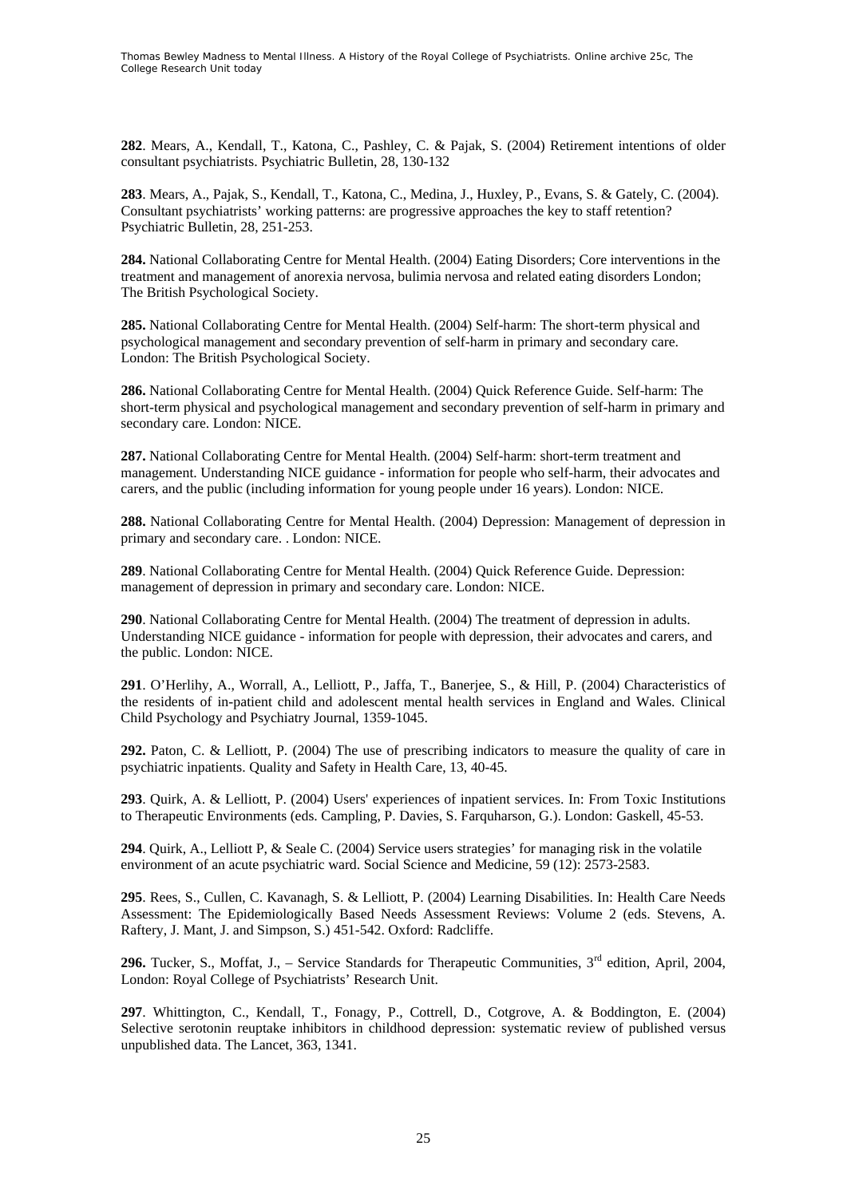**282**. Mears, A., Kendall, T., Katona, C., Pashley, C. & Pajak, S. (2004) Retirement intentions of older consultant psychiatrists. Psychiatric Bulletin, 28, 130-132

**283**. Mears, A., Pajak, S., Kendall, T., Katona, C., Medina, J., Huxley, P., Evans, S. & Gately, C. (2004). Consultant psychiatrists' working patterns: are progressive approaches the key to staff retention? Psychiatric Bulletin, 28, 251-253.

**284.** National Collaborating Centre for Mental Health. (2004) Eating Disorders; Core interventions in the treatment and management of anorexia nervosa, bulimia nervosa and related eating disorders London; The British Psychological Society.

**285.** National Collaborating Centre for Mental Health. (2004) Self-harm: The short-term physical and psychological management and secondary prevention of self-harm in primary and secondary care. London: The British Psychological Society.

**286.** National Collaborating Centre for Mental Health. (2004) Quick Reference Guide. Self-harm: The short-term physical and psychological management and secondary prevention of self-harm in primary and secondary care. London: NICE.

**287.** National Collaborating Centre for Mental Health. (2004) Self-harm: short-term treatment and management. Understanding NICE guidance - information for people who self-harm, their advocates and carers, and the public (including information for young people under 16 years). London: NICE.

**288.** National Collaborating Centre for Mental Health. (2004) Depression: Management of depression in primary and secondary care. . London: NICE.

**289**. National Collaborating Centre for Mental Health. (2004) Quick Reference Guide. Depression: management of depression in primary and secondary care. London: NICE.

**290**. National Collaborating Centre for Mental Health. (2004) The treatment of depression in adults. Understanding NICE guidance - information for people with depression, their advocates and carers, and the public. London: NICE.

**291**. O'Herlihy, A., Worrall, A., Lelliott, P., Jaffa, T., Banerjee, S., & Hill, P. (2004) Characteristics of the residents of in-patient child and adolescent mental health services in England and Wales. Clinical Child Psychology and Psychiatry Journal, 1359-1045.

**292.** Paton, C. & Lelliott, P. (2004) The use of prescribing indicators to measure the quality of care in psychiatric inpatients. Quality and Safety in Health Care, 13, 40-45.

**293**. Quirk, A. & Lelliott, P. (2004) Users' experiences of inpatient services. In: From Toxic Institutions to Therapeutic Environments (eds. Campling, P. Davies, S. Farquharson, G.). London: Gaskell, 45-53.

**294**. Quirk, A., Lelliott P, & Seale C. (2004) Service users strategies' for managing risk in the volatile environment of an acute psychiatric ward. Social Science and Medicine, 59 (12): 2573-2583.

**295**. Rees, S., Cullen, C. Kavanagh, S. & Lelliott, P. (2004) Learning Disabilities. In: Health Care Needs Assessment: The Epidemiologically Based Needs Assessment Reviews: Volume 2 (eds. Stevens, A. Raftery, J. Mant, J. and Simpson, S.) 451-542. Oxford: Radcliffe.

**296.** Tucker, S., Moffat, J., – Service Standards for Therapeutic Communities, 3rd edition, April, 2004, London: Royal College of Psychiatrists' Research Unit.

**297**. Whittington, C., Kendall, T., Fonagy, P., Cottrell, D., Cotgrove, A. & Boddington, E. (2004) Selective serotonin reuptake inhibitors in childhood depression: systematic review of published versus unpublished data. The Lancet, 363, 1341.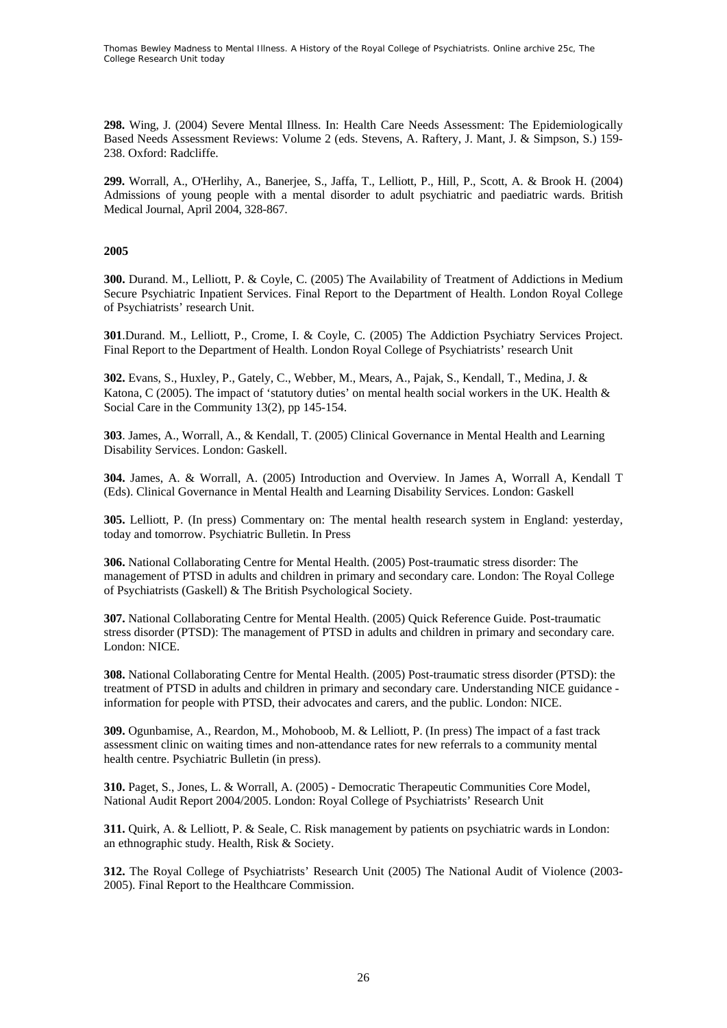**298.** Wing, J. (2004) Severe Mental Illness. In: Health Care Needs Assessment: The Epidemiologically Based Needs Assessment Reviews: Volume 2 (eds. Stevens, A. Raftery, J. Mant, J. & Simpson, S.) 159-238. Oxford: Radcliffe.

**299.** Worrall, A., O'Herlihy, A., Banerjee, S., Jaffa, T., Lelliott, P., Hill, P., Scott, A. & Brook H. (2004) Admissions of young people with a mental disorder to adult psychiatric and paediatric wards. British Medical Journal, April 2004, 328-867.

**2005**

**300.** Durand. M., Lelliott, P. & Coyle, C. (2005) The Availability of Treatment of Addictions in Medium Secure Psychiatric Inpatient Services. Final Report to the Department of Health. London Royal College of Psychiatrists' research Unit.

**301**.Durand. M., Lelliott, P., Crome, I. & Coyle, C. (2005) The Addiction Psychiatry Services Project. Final Report to the Department of Health. London Royal College of Psychiatrists' research Unit

**302.** Evans, S., Huxley, P., Gately, C., Webber, M., Mears, A., Pajak, S., Kendall, T., Medina, J. & Katona, C (2005). The impact of 'statutory duties' on mental health social workers in the UK. Health & Social Care in the Community 13(2), pp 145-154.

**303**. James, A., Worrall, A., & Kendall, T. (2005) Clinical Governance in Mental Health and Learning Disability Services. London: Gaskell.

**304.** James, A. & Worrall, A. (2005) Introduction and Overview. In James A, Worrall A, Kendall T (Eds). Clinical Governance in Mental Health and Learning Disability Services. London: Gaskell

**305.** Lelliott, P. (In press) Commentary on: The mental health research system in England: yesterday, today and tomorrow. Psychiatric Bulletin. In Press

**306.** National Collaborating Centre for Mental Health. (2005) Post-traumatic stress disorder: The management of PTSD in adults and children in primary and secondary care. London: The Royal College of Psychiatrists (Gaskell) & The British Psychological Society.

**307.** National Collaborating Centre for Mental Health. (2005) Quick Reference Guide. Post-traumatic stress disorder (PTSD): The management of PTSD in adults and children in primary and secondary care. London: NICE.

**308.** National Collaborating Centre for Mental Health. (2005) Post-traumatic stress disorder (PTSD): the treatment of PTSD in adults and children in primary and secondary care. Understanding NICE guidance - information for people with PTSD, their advocates and carers, and the public. London: NICE.

**309.** Ogunbamise, A., Reardon, M., Mohoboob, M. & Lelliott, P. (In press) The impact of a fast track assessment clinic on waiting times and non-attendance rates for new referrals to a community mental health centre. Psychiatric Bulletin (in press).

**310.** Paget, S., Jones, L. & Worrall, A. (2005) - Democratic Therapeutic Communities Core Model, National Audit Report 2004/2005. London: Royal College of Psychiatrists' Research Unit

**311.** Quirk, A. & Lelliott, P. & Seale, C. Risk management by patients on psychiatric wards in London: an ethnographic study. Health, Risk & Society.

**312.** The Royal College of Psychiatrists' Research Unit (2005) The National Audit of Violence (2003-2005). Final Report to the Healthcare Commission.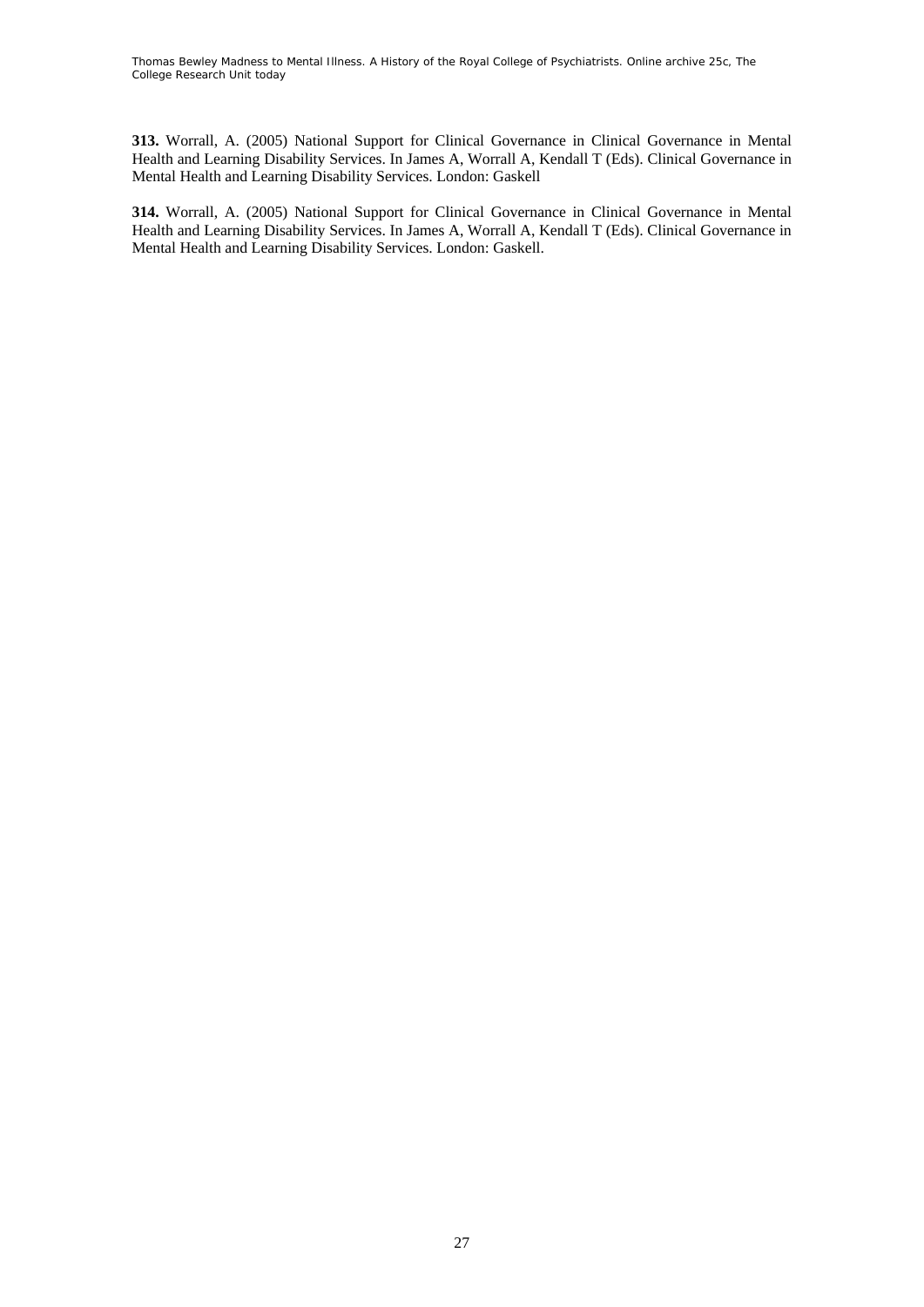**313.** Worrall, A. (2005) National Support for Clinical Governance in Clinical Governance in Mental Health and Learning Disability Services. In James A, Worrall A, Kendall T (Eds). Clinical Governance in Mental Health and Learning Disability Services. London: Gaskell

**314.** Worrall, A. (2005) National Support for Clinical Governance in Clinical Governance in Mental Health and Learning Disability Services. In James A, Worrall A, Kendall T (Eds). Clinical Governance in Mental Health and Learning Disability Services. London: Gaskell.